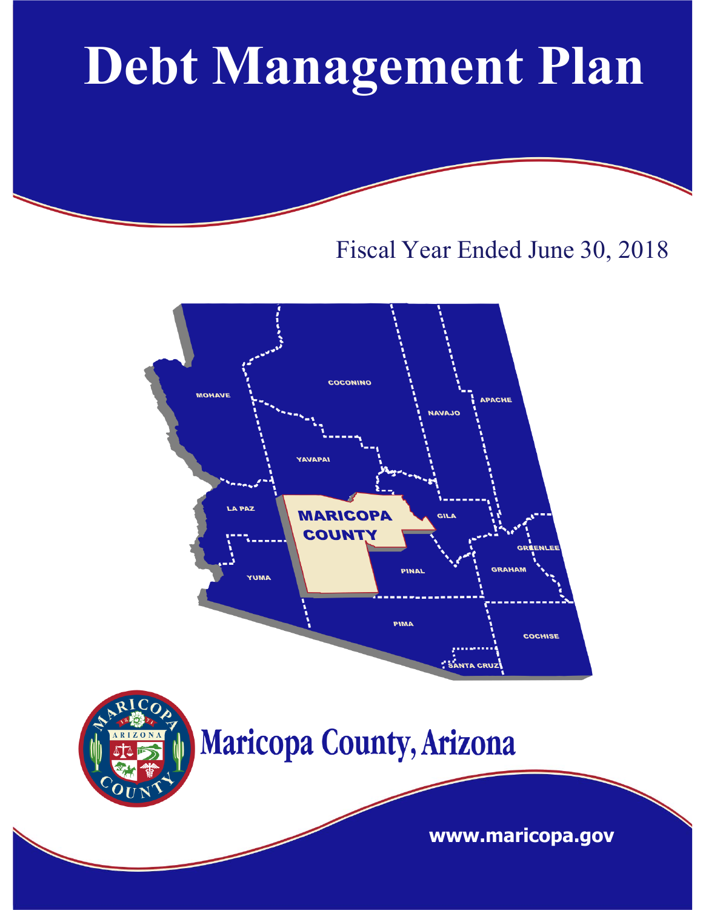# Debt Management Plan

Fiscal Year Ended June 30, 2018

Maricopa County, Arizona

www.maricopa.gov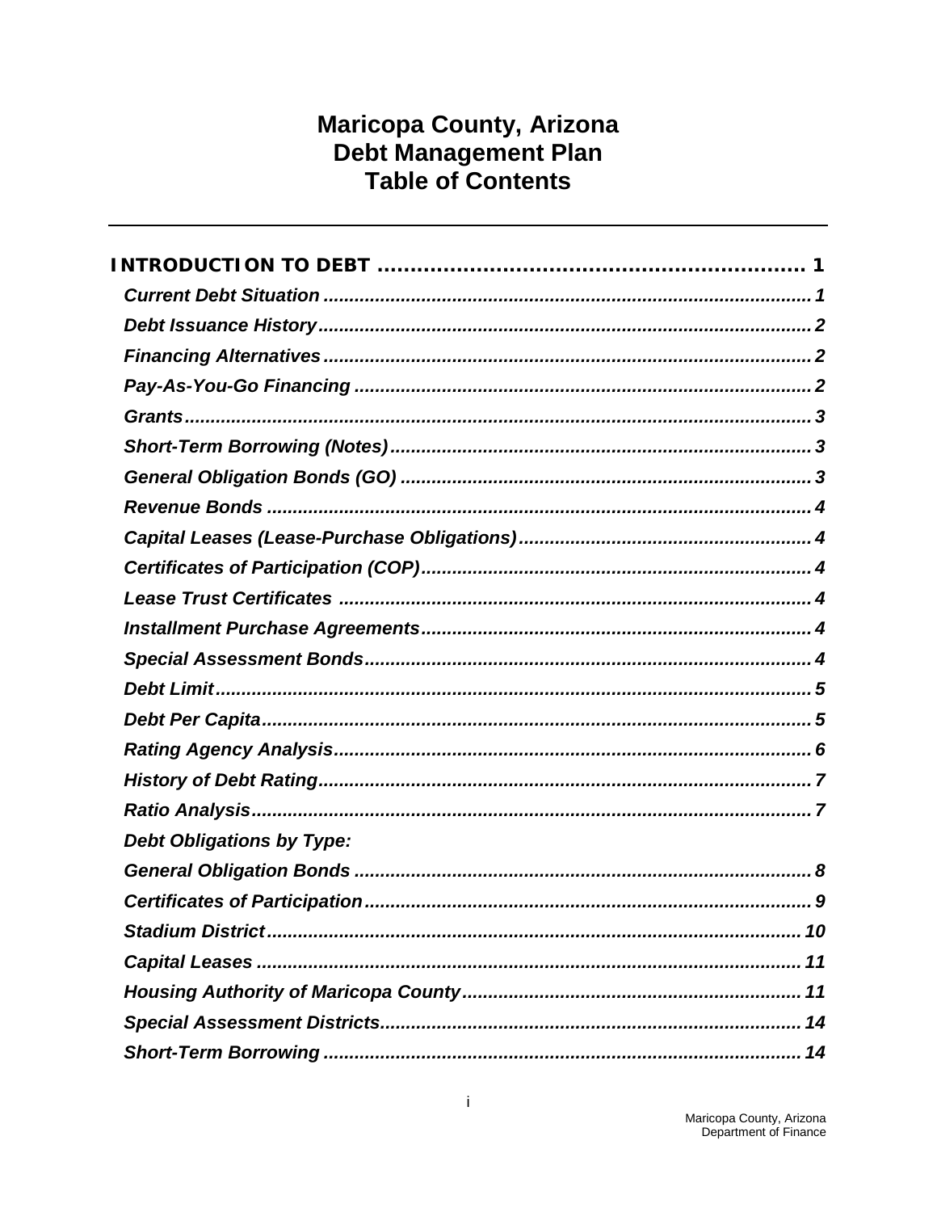# Maricopa County, Arizona
# Debt Management Plan
# Table of Contents

---

**INTRODUCTION TO DEBT ........................................................... 1**

*Current Debt Situation ........................................................... 1*

*Debt Issuance History ........................................................... 2*

*Financing Alternatives ........................................................... 2*

*Pay-As-You-Go Financing ........................................................... 2*

*Grants ........................................................... 3*

*Short-Term Borrowing (Notes) ........................................................... 3*

*General Obligation Bonds (GO) ........................................................... 3*

*Revenue Bonds ........................................................... 4*

*Capital Leases (Lease-Purchase Obligations) ........................................................... 4*

*Certificates of Participation (COP) ........................................................... 4*

*Lease Trust Certificates ........................................................... 4*

*Installment Purchase Agreements ........................................................... 4*

*Special Assessment Bonds ........................................................... 4*

*Debt Limit ........................................................... 5*

*Debt Per Capita ........................................................... 5*

*Rating Agency Analysis ........................................................... 6*

*History of Debt Rating ........................................................... 7*

*Ratio Analysis ........................................................... 7*

*Debt Obligations by Type:*

*General Obligation Bonds ........................................................... 8*

*Certificates of Participation ........................................................... 9*

*Stadium District ........................................................... 10*

*Capital Leases ........................................................... 11*

*Housing Authority of Maricopa County ........................................................... 11*

*Special Assessment Districts ........................................................... 14*

*Short-Term Borrowing ........................................................... 14*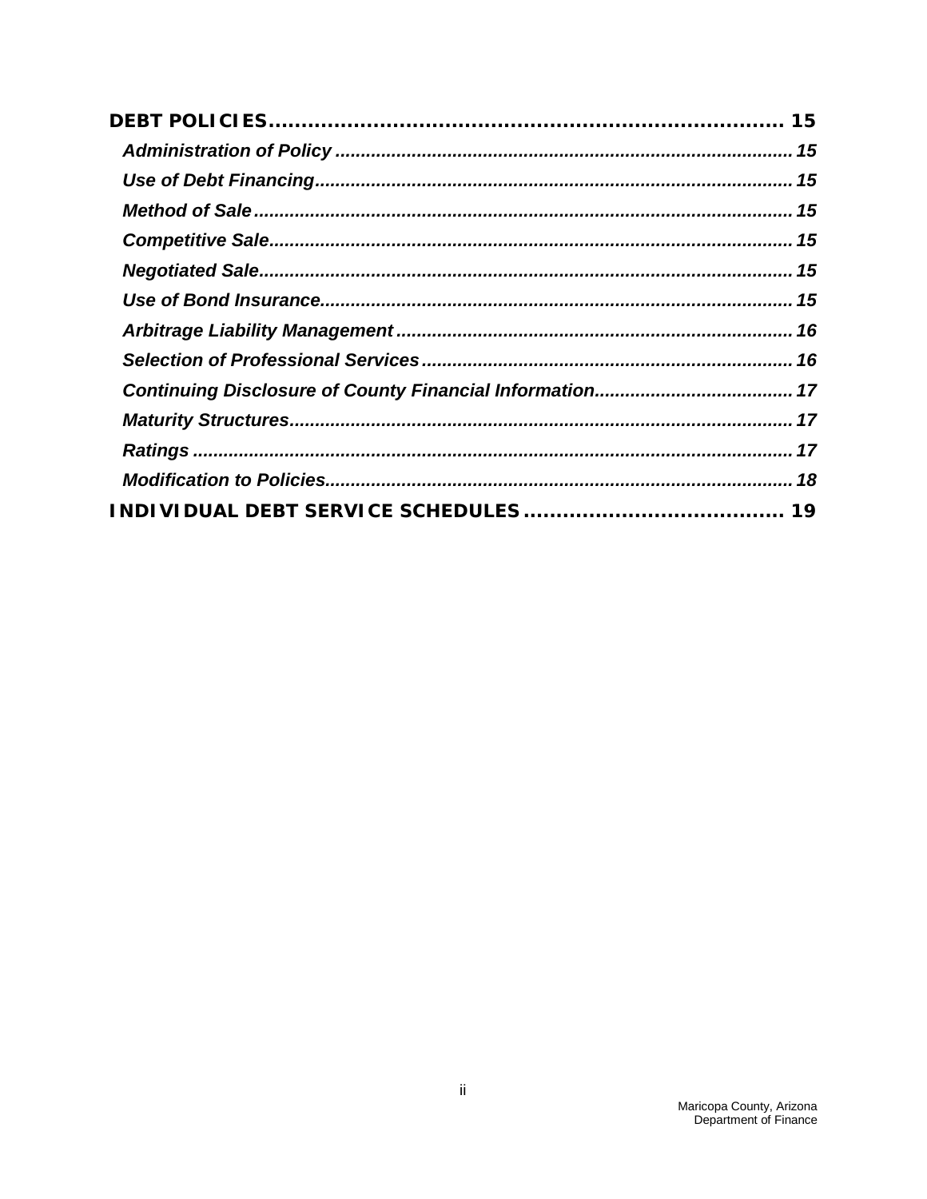**DEBT POLICIES .................................................................... 15**

*Administration of Policy ........................................................................ 15*

*Use of Debt Financing........................................................................... 15*

*Method of Sale ...................................................................................... 15*

*Competitive Sale.................................................................................... 15*

*Negotiated Sale...................................................................................... 15*

*Use of Bond Insurance........................................................................... 15*

*Arbitrage Liability Management ............................................................ 16*

*Selection of Professional Services ....................................................... 16*

*Continuing Disclosure of County Financial Information...................................... 17*

*Maturity Structures................................................................................. 17*

*Ratings ................................................................................................... 17*

*Modification to Policies.......................................................................... 18*

**INDIVIDUAL DEBT SERVICE SCHEDULES ....................................... 19**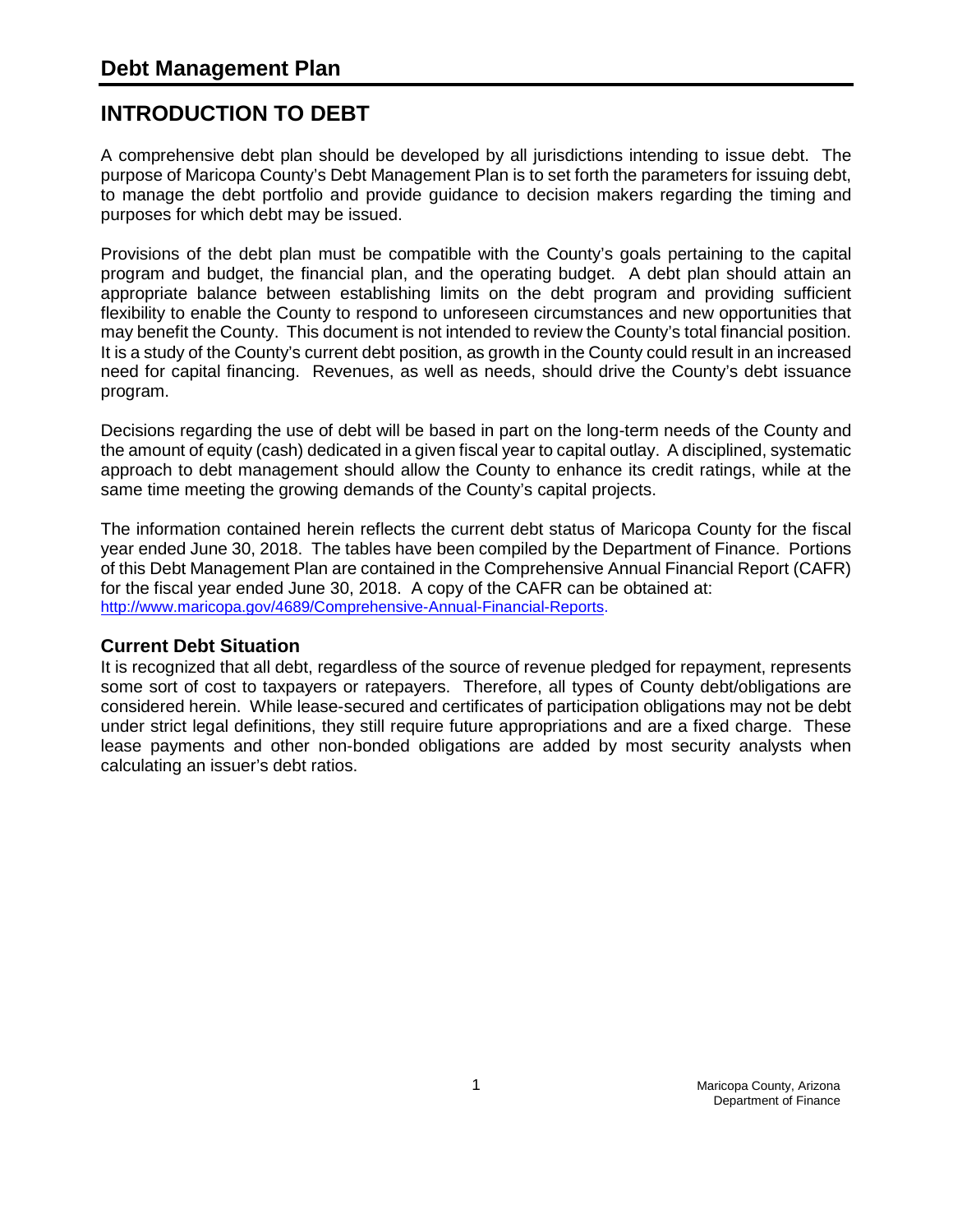# Debt Management Plan

## INTRODUCTION TO DEBT

A comprehensive debt plan should be developed by all jurisdictions intending to issue debt. The purpose of Maricopa County's Debt Management Plan is to set forth the parameters for issuing debt, to manage the debt portfolio and provide guidance to decision makers regarding the timing and purposes for which debt may be issued.

Provisions of the debt plan must be compatible with the County's goals pertaining to the capital program and budget, the financial plan, and the operating budget. A debt plan should attain an appropriate balance between establishing limits on the debt program and providing sufficient flexibility to enable the County to respond to unforeseen circumstances and new opportunities that may benefit the County. This document is not intended to review the County's total financial position. It is a study of the County's current debt position, as growth in the County could result in an increased need for capital financing. Revenues, as well as needs, should drive the County's debt issuance program.

Decisions regarding the use of debt will be based in part on the long-term needs of the County and the amount of equity (cash) dedicated in a given fiscal year to capital outlay. A disciplined, systematic approach to debt management should allow the County to enhance its credit ratings, while at the same time meeting the growing demands of the County's capital projects.

The information contained herein reflects the current debt status of Maricopa County for the fiscal year ended June 30, 2018. The tables have been compiled by the Department of Finance. Portions of this Debt Management Plan are contained in the Comprehensive Annual Financial Report (CAFR) for the fiscal year ended June 30, 2018. A copy of the CAFR can be obtained at: http://www.maricopa.gov/4689/Comprehensive-Annual-Financial-Reports.

### Current Debt Situation

It is recognized that all debt, regardless of the source of revenue pledged for repayment, represents some sort of cost to taxpayers or ratepayers. Therefore, all types of County debt/obligations are considered herein. While lease-secured and certificates of participation obligations may not be debt under strict legal definitions, they still require future appropriations and are a fixed charge. These lease payments and other non-bonded obligations are added by most security analysts when calculating an issuer's debt ratios.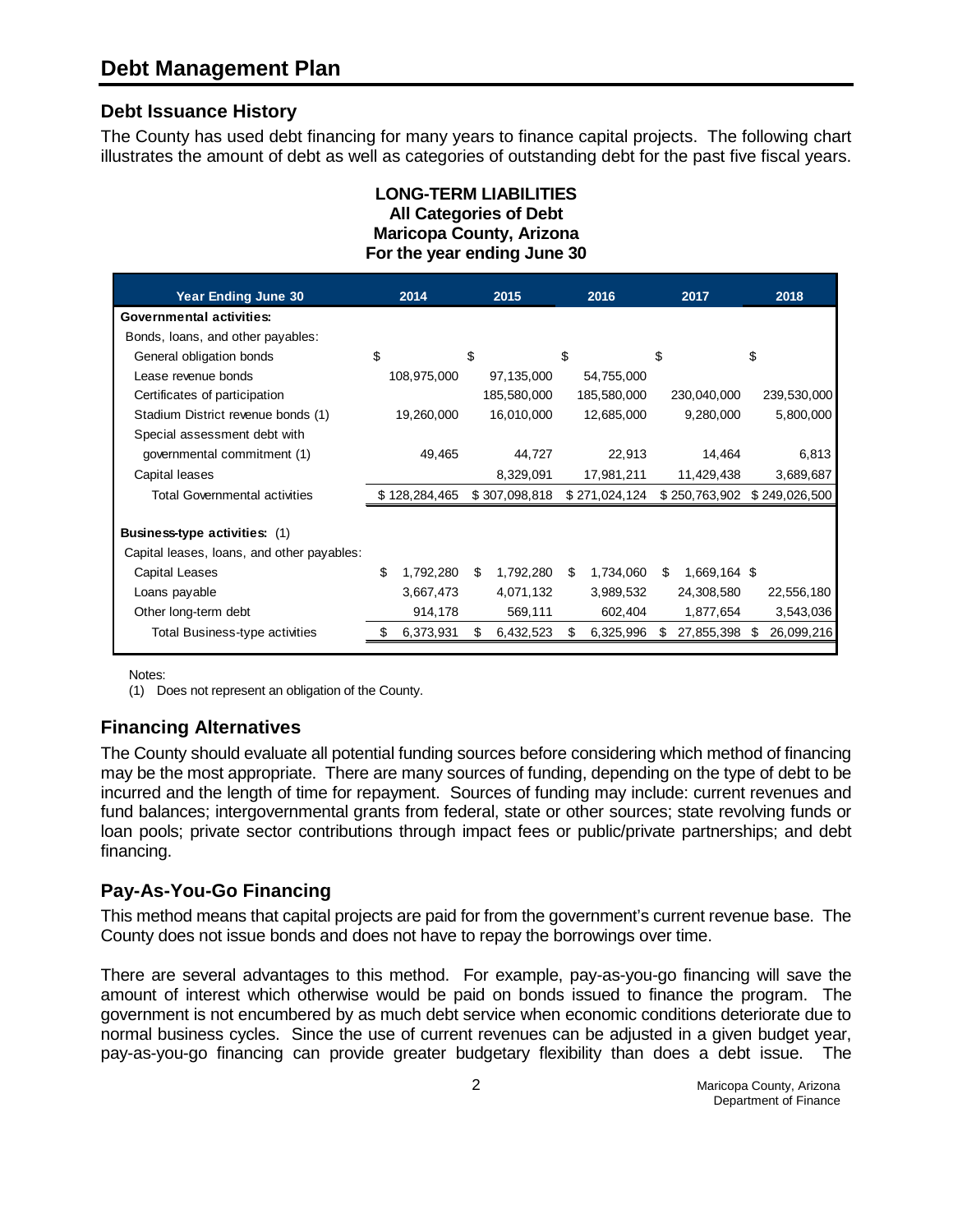# Debt Management Plan

## Debt Issuance History

The County has used debt financing for many years to finance capital projects. The following chart illustrates the amount of debt as well as categories of outstanding debt for the past five fiscal years.

**LONG-TERM LIABILITIES**
**All Categories of Debt**
**Maricopa County, Arizona**
**For the year ending June 30**

| Year Ending June 30 | 2014 | 2015 | 2016 | 2017 | 2018 |
|---|---|---|---|---|---|
| **Governmental activities:** | | | | | |
| Bonds, loans, and other payables: | | | | | |
| General obligation bonds | $ | $ | $ | $ | $ |
| Lease revenue bonds | 108,975,000 | 97,135,000 | 54,755,000 | | |
| Certificates of participation | | 185,580,000 | 185,580,000 | 230,040,000 | 239,530,000 |
| Stadium District revenue bonds (1) | 19,260,000 | 16,010,000 | 12,685,000 | 9,280,000 | 5,800,000 |
| Special assessment debt with governmental commitment (1) | 49,465 | 44,727 | 22,913 | 14,464 | 6,813 |
| Capital leases | | 8,329,091 | 17,981,211 | 11,429,438 | 3,689,687 |
| Total Governmental activities | $ 128,284,465 | $ 307,098,818 | $ 271,024,124 | $ 250,763,902 | $ 249,026,500 |
| **Business-type activities:** (1) | | | | | |
| Capital leases, loans, and other payables: | | | | | |
| Capital Leases | $ 1,792,280 | $ 1,792,280 | $ 1,734,060 | $ 1,669,164 | $ |
| Loans payable | 3,667,473 | 4,071,132 | 3,989,532 | 24,308,580 | 22,556,180 |
| Other long-term debt | 914,178 | 569,111 | 602,404 | 1,877,654 | 3,543,036 |
| Total Business-type activities | $ 6,373,931 | $ 6,432,523 | $ 6,325,996 | $ 27,855,398 | $ 26,099,216 |

Notes:
(1) Does not represent an obligation of the County.

## Financing Alternatives

The County should evaluate all potential funding sources before considering which method of financing may be the most appropriate. There are many sources of funding, depending on the type of debt to be incurred and the length of time for repayment. Sources of funding may include: current revenues and fund balances; intergovernmental grants from federal, state or other sources; state revolving funds or loan pools; private sector contributions through impact fees or public/private partnerships; and debt financing.

## Pay-As-You-Go Financing

This method means that capital projects are paid for from the government's current revenue base. The County does not issue bonds and does not have to repay the borrowings over time.

There are several advantages to this method. For example, pay-as-you-go financing will save the amount of interest which otherwise would be paid on bonds issued to finance the program. The government is not encumbered by as much debt service when economic conditions deteriorate due to normal business cycles. Since the use of current revenues can be adjusted in a given budget year, pay-as-you-go financing can provide greater budgetary flexibility than does a debt issue. The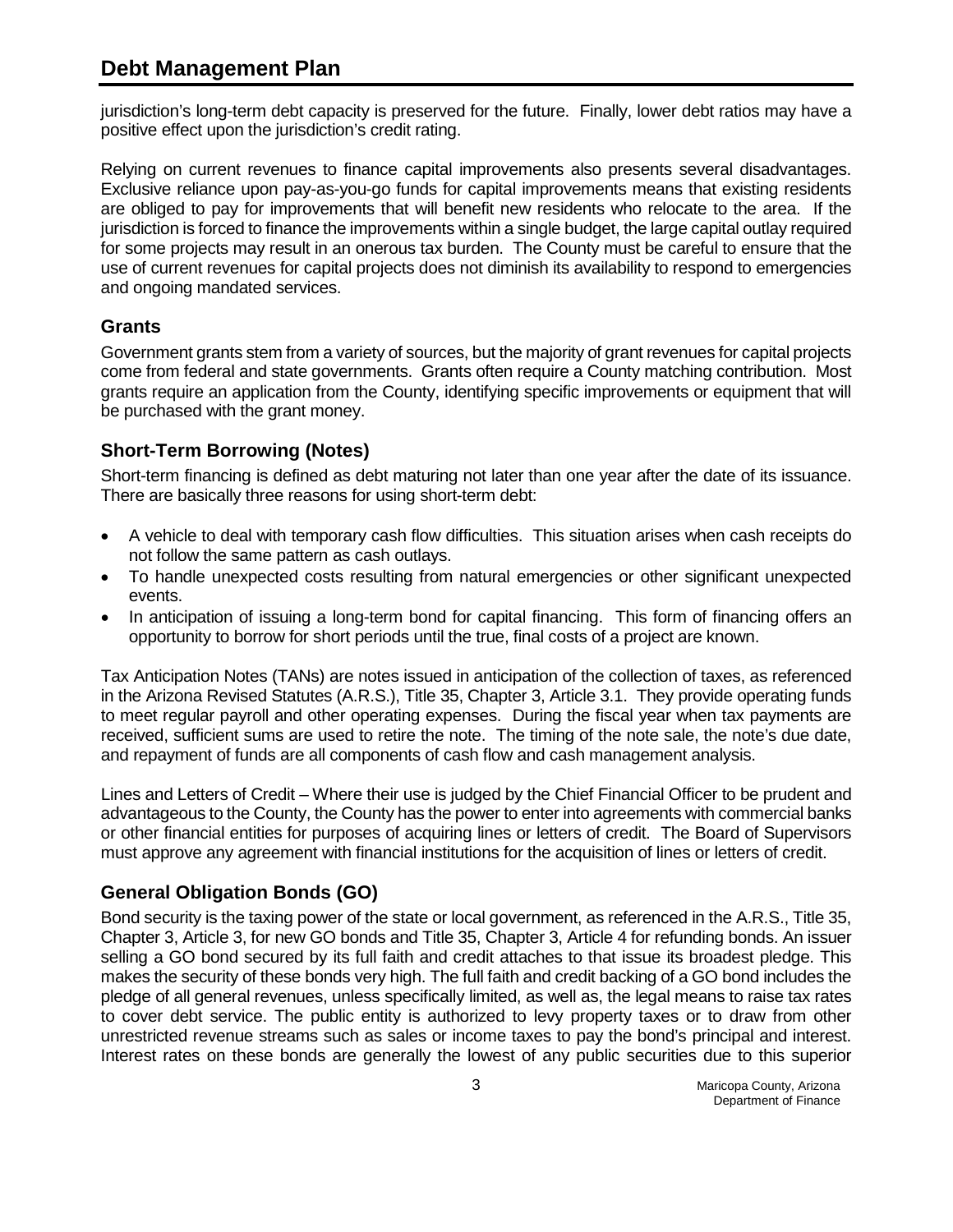jurisdiction's long-term debt capacity is preserved for the future. Finally, lower debt ratios may have a positive effect upon the jurisdiction's credit rating.

Relying on current revenues to finance capital improvements also presents several disadvantages. Exclusive reliance upon pay-as-you-go funds for capital improvements means that existing residents are obliged to pay for improvements that will benefit new residents who relocate to the area. If the jurisdiction is forced to finance the improvements within a single budget, the large capital outlay required for some projects may result in an onerous tax burden. The County must be careful to ensure that the use of current revenues for capital projects does not diminish its availability to respond to emergencies and ongoing mandated services.

## Grants

Government grants stem from a variety of sources, but the majority of grant revenues for capital projects come from federal and state governments. Grants often require a County matching contribution. Most grants require an application from the County, identifying specific improvements or equipment that will be purchased with the grant money.

## Short-Term Borrowing (Notes)

Short-term financing is defined as debt maturing not later than one year after the date of its issuance. There are basically three reasons for using short-term debt:

- A vehicle to deal with temporary cash flow difficulties. This situation arises when cash receipts do not follow the same pattern as cash outlays.
- To handle unexpected costs resulting from natural emergencies or other significant unexpected events.
- In anticipation of issuing a long-term bond for capital financing. This form of financing offers an opportunity to borrow for short periods until the true, final costs of a project are known.

Tax Anticipation Notes (TANs) are notes issued in anticipation of the collection of taxes, as referenced in the Arizona Revised Statutes (A.R.S.), Title 35, Chapter 3, Article 3.1. They provide operating funds to meet regular payroll and other operating expenses. During the fiscal year when tax payments are received, sufficient sums are used to retire the note. The timing of the note sale, the note's due date, and repayment of funds are all components of cash flow and cash management analysis.

Lines and Letters of Credit – Where their use is judged by the Chief Financial Officer to be prudent and advantageous to the County, the County has the power to enter into agreements with commercial banks or other financial entities for purposes of acquiring lines or letters of credit. The Board of Supervisors must approve any agreement with financial institutions for the acquisition of lines or letters of credit.

## General Obligation Bonds (GO)

Bond security is the taxing power of the state or local government, as referenced in the A.R.S., Title 35, Chapter 3, Article 3, for new GO bonds and Title 35, Chapter 3, Article 4 for refunding bonds. An issuer selling a GO bond secured by its full faith and credit attaches to that issue its broadest pledge. This makes the security of these bonds very high. The full faith and credit backing of a GO bond includes the pledge of all general revenues, unless specifically limited, as well as, the legal means to raise tax rates to cover debt service. The public entity is authorized to levy property taxes or to draw from other unrestricted revenue streams such as sales or income taxes to pay the bond's principal and interest. Interest rates on these bonds are generally the lowest of any public securities due to this superior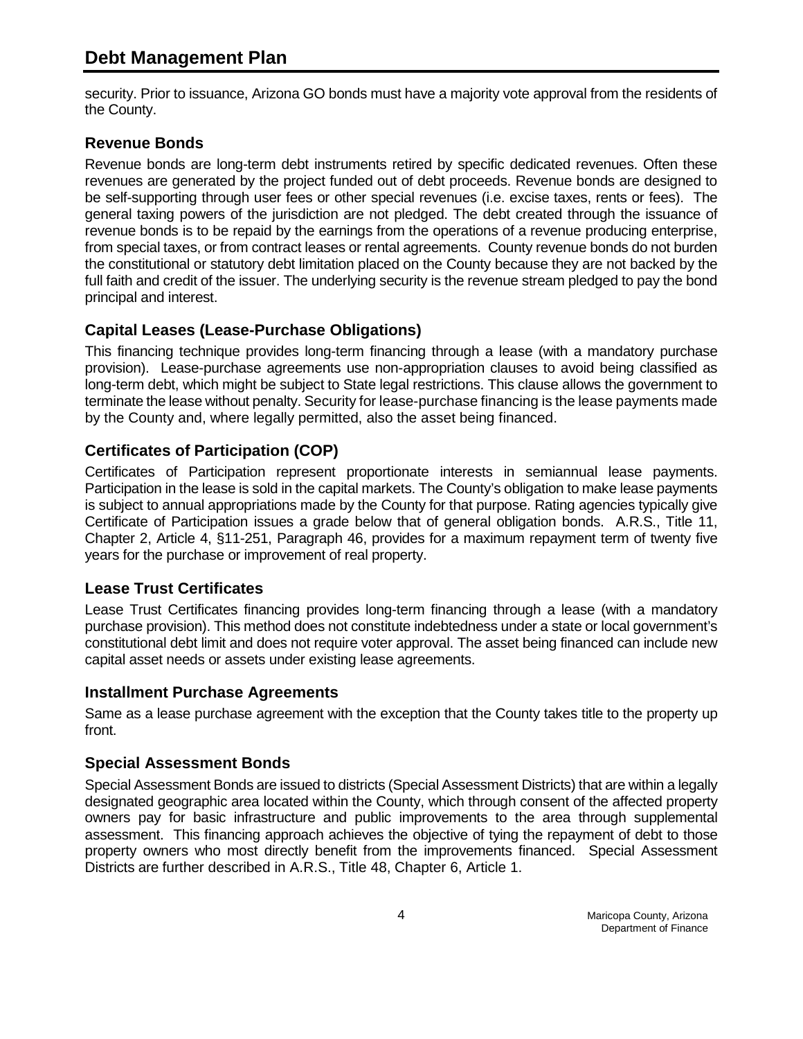security. Prior to issuance, Arizona GO bonds must have a majority vote approval from the residents of the County.

## Revenue Bonds

Revenue bonds are long-term debt instruments retired by specific dedicated revenues. Often these revenues are generated by the project funded out of debt proceeds. Revenue bonds are designed to be self-supporting through user fees or other special revenues (i.e. excise taxes, rents or fees). The general taxing powers of the jurisdiction are not pledged. The debt created through the issuance of revenue bonds is to be repaid by the earnings from the operations of a revenue producing enterprise, from special taxes, or from contract leases or rental agreements. County revenue bonds do not burden the constitutional or statutory debt limitation placed on the County because they are not backed by the full faith and credit of the issuer. The underlying security is the revenue stream pledged to pay the bond principal and interest.

## Capital Leases (Lease-Purchase Obligations)

This financing technique provides long-term financing through a lease (with a mandatory purchase provision). Lease-purchase agreements use non-appropriation clauses to avoid being classified as long-term debt, which might be subject to State legal restrictions. This clause allows the government to terminate the lease without penalty. Security for lease-purchase financing is the lease payments made by the County and, where legally permitted, also the asset being financed.

## Certificates of Participation (COP)

Certificates of Participation represent proportionate interests in semiannual lease payments. Participation in the lease is sold in the capital markets. The County's obligation to make lease payments is subject to annual appropriations made by the County for that purpose. Rating agencies typically give Certificate of Participation issues a grade below that of general obligation bonds. A.R.S., Title 11, Chapter 2, Article 4, §11-251, Paragraph 46, provides for a maximum repayment term of twenty five years for the purchase or improvement of real property.

## Lease Trust Certificates

Lease Trust Certificates financing provides long-term financing through a lease (with a mandatory purchase provision). This method does not constitute indebtedness under a state or local government's constitutional debt limit and does not require voter approval. The asset being financed can include new capital asset needs or assets under existing lease agreements.

## Installment Purchase Agreements

Same as a lease purchase agreement with the exception that the County takes title to the property up front.

## Special Assessment Bonds

Special Assessment Bonds are issued to districts (Special Assessment Districts) that are within a legally designated geographic area located within the County, which through consent of the affected property owners pay for basic infrastructure and public improvements to the area through supplemental assessment. This financing approach achieves the objective of tying the repayment of debt to those property owners who most directly benefit from the improvements financed. Special Assessment Districts are further described in A.R.S., Title 48, Chapter 6, Article 1.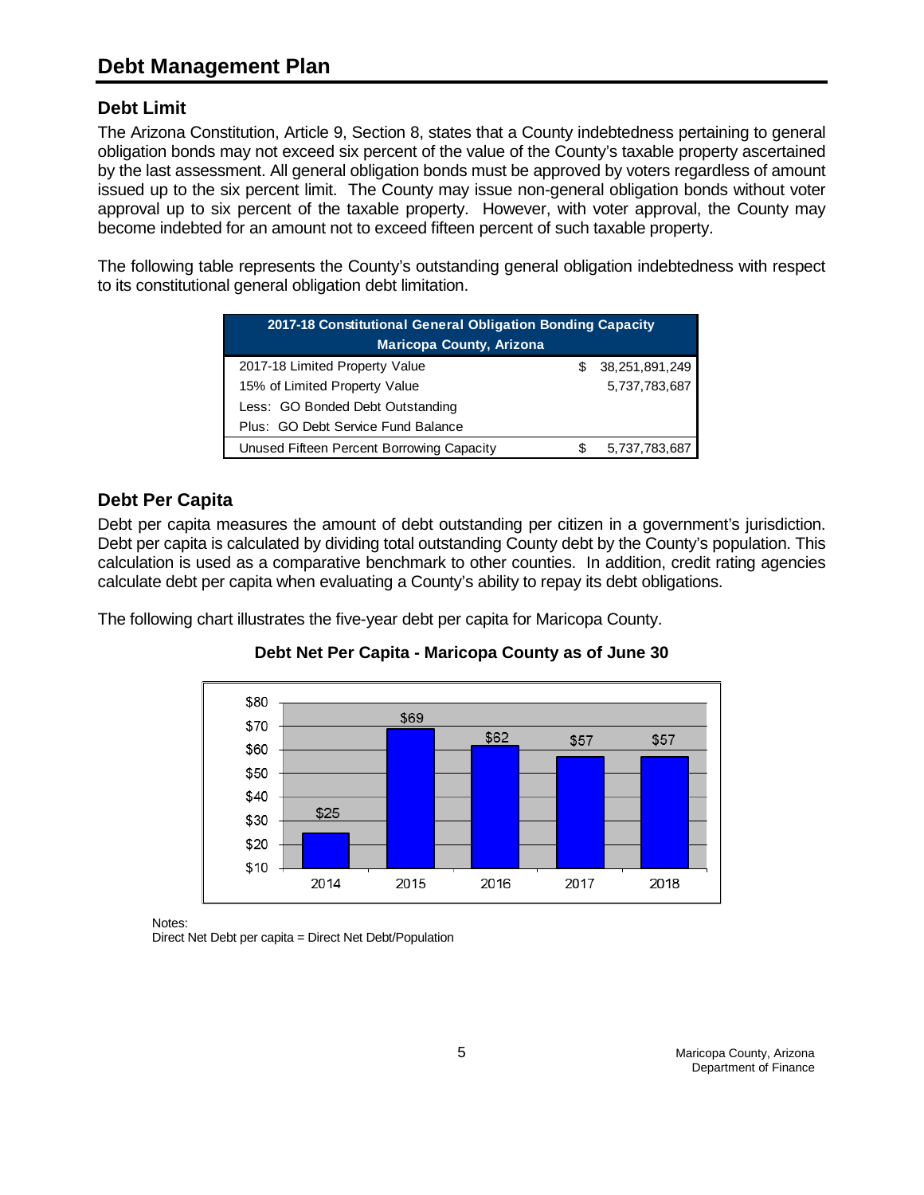# Debt Management Plan

## Debt Limit

The Arizona Constitution, Article 9, Section 8, states that a County indebtedness pertaining to general obligation bonds may not exceed six percent of the value of the County's taxable property ascertained by the last assessment. All general obligation bonds must be approved by voters regardless of amount issued up to the six percent limit. The County may issue non-general obligation bonds without voter approval up to six percent of the taxable property. However, with voter approval, the County may become indebted for an amount not to exceed fifteen percent of such taxable property.

The following table represents the County's outstanding general obligation indebtedness with respect to its constitutional general obligation debt limitation.

| 2017-18 Constitutional General Obligation Bonding Capacity<br>Maricopa County, Arizona | | |
|---|---|---|
| 2017-18 Limited Property Value | $ | 38,251,891,249 |
| 15% of Limited Property Value | | 5,737,783,687 |
| Less: GO Bonded Debt Outstanding | | |
| Plus: GO Debt Service Fund Balance | | |
| Unused Fifteen Percent Borrowing Capacity | $ | 5,737,783,687 |

## Debt Per Capita

Debt per capita measures the amount of debt outstanding per citizen in a government's jurisdiction. Debt per capita is calculated by dividing total outstanding County debt by the County's population. This calculation is used as a comparative benchmark to other counties. In addition, credit rating agencies calculate debt per capita when evaluating a County's ability to repay its debt obligations.

The following chart illustrates the five-year debt per capita for Maricopa County.

**Debt Net Per Capita - Maricopa County as of June 30**

| Year | Debt Net Per Capita |
|---|---|
| 2014 | $25 |
| 2015 | $69 |
| 2016 | $62 |
| 2017 | $57 |
| 2018 | $57 |

Notes:
Direct Net Debt per capita = Direct Net Debt/Population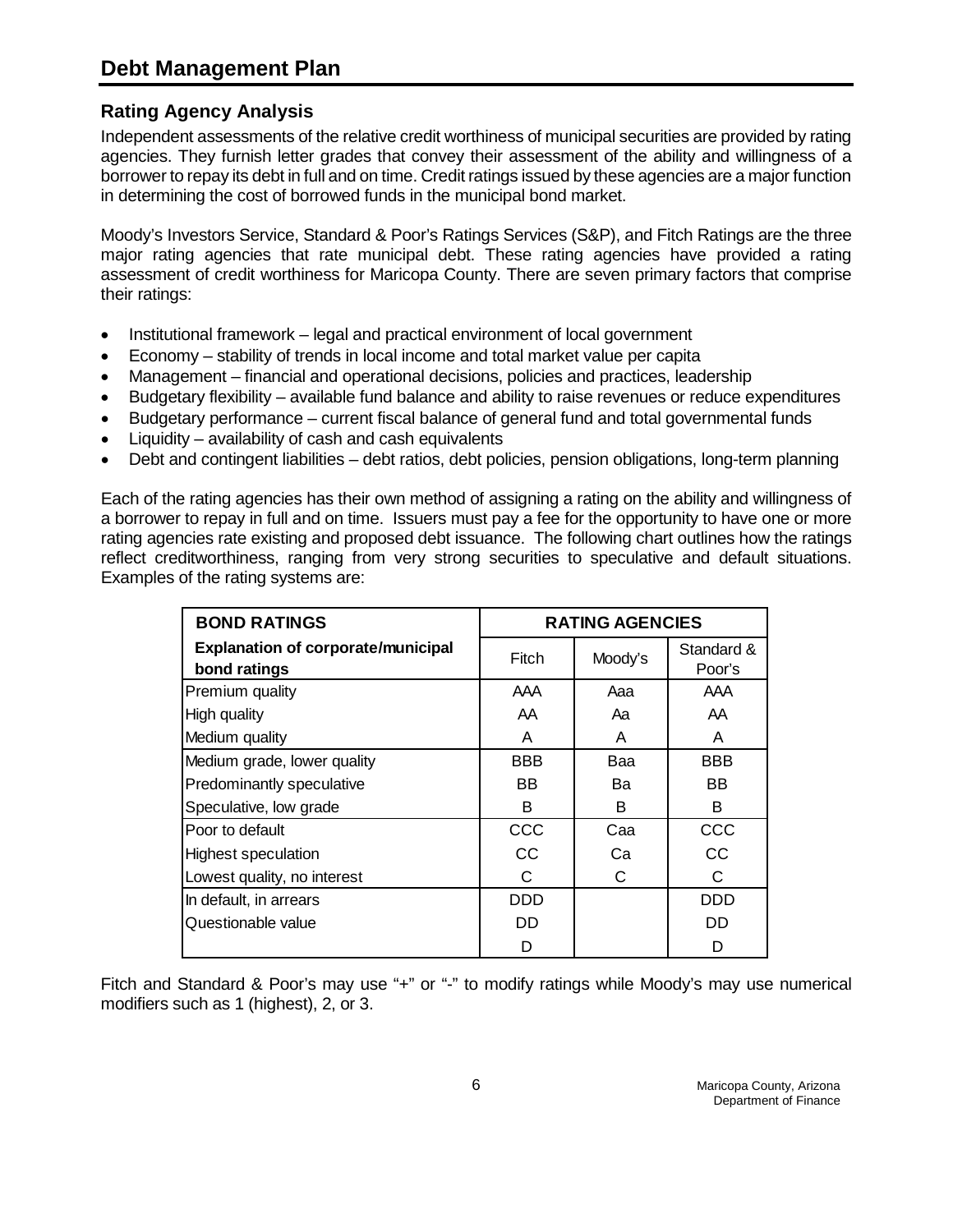# Debt Management Plan

## Rating Agency Analysis

Independent assessments of the relative credit worthiness of municipal securities are provided by rating agencies. They furnish letter grades that convey their assessment of the ability and willingness of a borrower to repay its debt in full and on time. Credit ratings issued by these agencies are a major function in determining the cost of borrowed funds in the municipal bond market.

Moody's Investors Service, Standard & Poor's Ratings Services (S&P), and Fitch Ratings are the three major rating agencies that rate municipal debt. These rating agencies have provided a rating assessment of credit worthiness for Maricopa County. There are seven primary factors that comprise their ratings:

- Institutional framework – legal and practical environment of local government
- Economy – stability of trends in local income and total market value per capita
- Management – financial and operational decisions, policies and practices, leadership
- Budgetary flexibility – available fund balance and ability to raise revenues or reduce expenditures
- Budgetary performance – current fiscal balance of general fund and total governmental funds
- Liquidity – availability of cash and cash equivalents
- Debt and contingent liabilities – debt ratios, debt policies, pension obligations, long-term planning

Each of the rating agencies has their own method of assigning a rating on the ability and willingness of a borrower to repay in full and on time. Issuers must pay a fee for the opportunity to have one or more rating agencies rate existing and proposed debt issuance. The following chart outlines how the ratings reflect creditworthiness, ranging from very strong securities to speculative and default situations. Examples of the rating systems are:

| BOND RATINGS | RATING AGENCIES | | |
|---|---|---|---|
| **Explanation of corporate/municipal bond ratings** | Fitch | Moody's | Standard & Poor's |
| Premium quality | AAA | Aaa | AAA |
| High quality | AA | Aa | AA |
| Medium quality | A | A | A |
| Medium grade, lower quality | BBB | Baa | BBB |
| Predominantly speculative | BB | Ba | BB |
| Speculative, low grade | B | B | B |
| Poor to default | CCC | Caa | CCC |
| Highest speculation | CC | Ca | CC |
| Lowest quality, no interest | C | C | C |
| In default, in arrears | DDD | | DDD |
| Questionable value | DD | | DD |
| | D | | D |

Fitch and Standard & Poor's may use "+" or "-" to modify ratings while Moody's may use numerical modifiers such as 1 (highest), 2, or 3.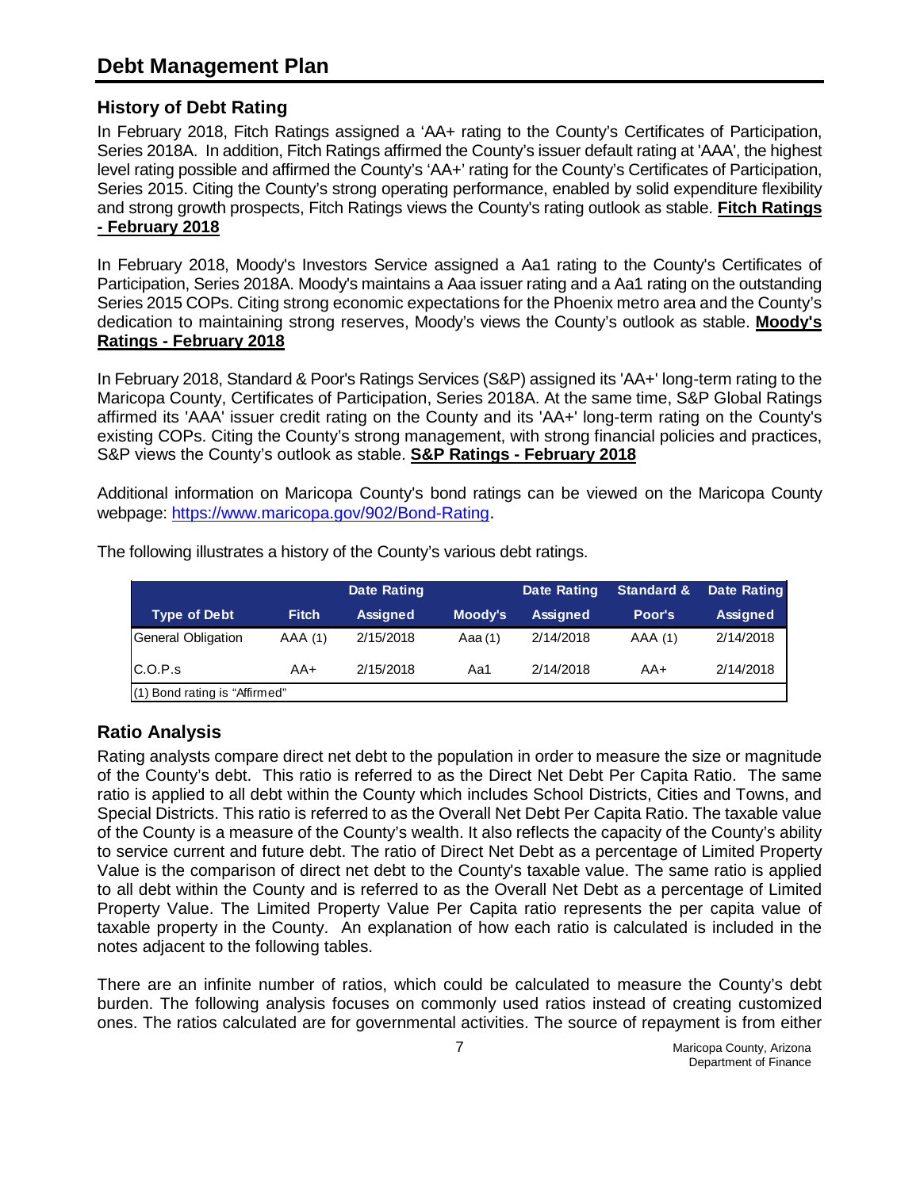# Debt Management Plan

## History of Debt Rating

In February 2018, Fitch Ratings assigned a 'AA+ rating to the County's Certificates of Participation, Series 2018A. In addition, Fitch Ratings affirmed the County's issuer default rating at 'AAA', the highest level rating possible and affirmed the County's 'AA+' rating for the County's Certificates of Participation, Series 2015. Citing the County's strong operating performance, enabled by solid expenditure flexibility and strong growth prospects, Fitch Ratings views the County's rating outlook as stable. **Fitch Ratings - February 2018**

In February 2018, Moody's Investors Service assigned a Aa1 rating to the County's Certificates of Participation, Series 2018A. Moody's maintains a Aaa issuer rating and a Aa1 rating on the outstanding Series 2015 COPs. Citing strong economic expectations for the Phoenix metro area and the County's dedication to maintaining strong reserves, Moody's views the County's outlook as stable. **Moody's Ratings - February 2018**

In February 2018, Standard & Poor's Ratings Services (S&P) assigned its 'AA+' long-term rating to the Maricopa County, Certificates of Participation, Series 2018A. At the same time, S&P Global Ratings affirmed its 'AAA' issuer credit rating on the County and its 'AA+' long-term rating on the County's existing COPs. Citing the County's strong management, with strong financial policies and practices, S&P views the County's outlook as stable. **S&P Ratings - February 2018**

Additional information on Maricopa County's bond ratings can be viewed on the Maricopa County webpage: https://www.maricopa.gov/902/Bond-Rating.

The following illustrates a history of the County's various debt ratings.

| Type of Debt | Fitch | Date Rating Assigned | Moody's | Date Rating Assigned | Standard & Poor's | Date Rating Assigned |
|---|---|---|---|---|---|---|
| General Obligation | AAA (1) | 2/15/2018 | Aaa (1) | 2/14/2018 | AAA (1) | 2/14/2018 |
| C.O.P.s | AA+ | 2/15/2018 | Aa1 | 2/14/2018 | AA+ | 2/14/2018 |
| (1) Bond rating is "Affirmed" | | | | | | |

## Ratio Analysis

Rating analysts compare direct net debt to the population in order to measure the size or magnitude of the County's debt. This ratio is referred to as the Direct Net Debt Per Capita Ratio. The same ratio is applied to all debt within the County which includes School Districts, Cities and Towns, and Special Districts. This ratio is referred to as the Overall Net Debt Per Capita Ratio. The taxable value of the County is a measure of the County's wealth. It also reflects the capacity of the County's ability to service current and future debt. The ratio of Direct Net Debt as a percentage of Limited Property Value is the comparison of direct net debt to the County's taxable value. The same ratio is applied to all debt within the County and is referred to as the Overall Net Debt as a percentage of Limited Property Value. The Limited Property Value Per Capita ratio represents the per capita value of taxable property in the County. An explanation of how each ratio is calculated is included in the notes adjacent to the following tables.

There are an infinite number of ratios, which could be calculated to measure the County's debt burden. The following analysis focuses on commonly used ratios instead of creating customized ones. The ratios calculated are for governmental activities. The source of repayment is from either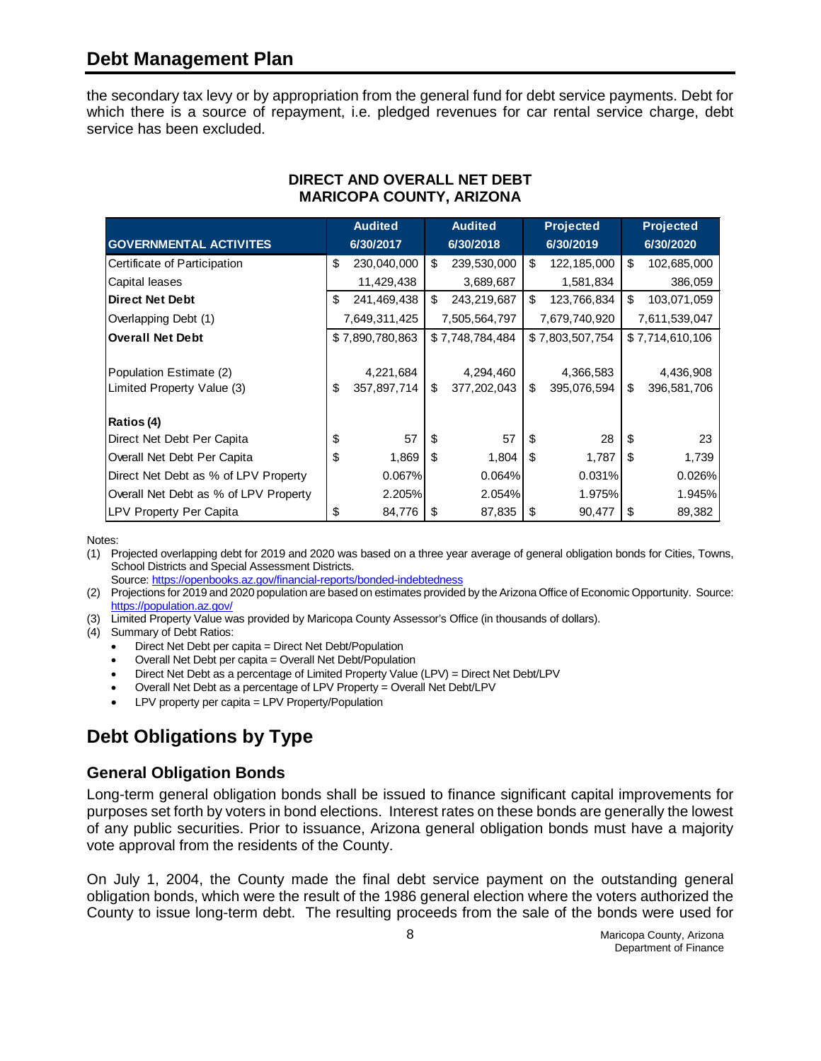## Debt Management Plan

the secondary tax levy or by appropriation from the general fund for debt service payments. Debt for which there is a source of repayment, i.e. pledged revenues for car rental service charge, debt service has been excluded.

**DIRECT AND OVERALL NET DEBT**
**MARICOPA COUNTY, ARIZONA**

| GOVERNMENTAL ACTIVITES | Audited 6/30/2017 | Audited 6/30/2018 | Projected 6/30/2019 | Projected 6/30/2020 |
|---|---|---|---|---|
| Certificate of Participation | $ 230,040,000 | $ 239,530,000 | $ 122,185,000 | $ 102,685,000 |
| Capital leases | 11,429,438 | 3,689,687 | 1,581,834 | 386,059 |
| **Direct Net Debt** | $ 241,469,438 | $ 243,219,687 | $ 123,766,834 | $ 103,071,059 |
| Overlapping Debt (1) | 7,649,311,425 | 7,505,564,797 | 7,679,740,920 | 7,611,539,047 |
| **Overall Net Debt** | $ 7,890,780,863 | $ 7,748,784,484 | $ 7,803,507,754 | $ 7,714,610,106 |
| | | | | |
| Population Estimate (2) | 4,221,684 | 4,294,460 | 4,366,583 | 4,436,908 |
| Limited Property Value (3) | $ 357,897,714 | $ 377,202,043 | $ 395,076,594 | $ 396,581,706 |
| | | | | |
| **Ratios (4)** | | | | |
| Direct Net Debt Per Capita | $ 57 | $ 57 | $ 28 | $ 23 |
| Overall Net Debt Per Capita | $ 1,869 | $ 1,804 | $ 1,787 | $ 1,739 |
| Direct Net Debt as % of LPV Property | 0.067% | 0.064% | 0.031% | 0.026% |
| Overall Net Debt as % of LPV Property | 2.205% | 2.054% | 1.975% | 1.945% |
| LPV Property Per Capita | $ 84,776 | $ 87,835 | $ 90,477 | $ 89,382 |

Notes:

(1) Projected overlapping debt for 2019 and 2020 was based on a three year average of general obligation bonds for Cities, Towns, School Districts and Special Assessment Districts.
Source: https://openbooks.az.gov/financial-reports/bonded-indebtedness

(2) Projections for 2019 and 2020 population are based on estimates provided by the Arizona Office of Economic Opportunity. Source: https://population.az.gov/

(3) Limited Property Value was provided by Maricopa County Assessor's Office (in thousands of dollars).

(4) Summary of Debt Ratios:
- Direct Net Debt per capita = Direct Net Debt/Population
- Overall Net Debt per capita = Overall Net Debt/Population
- Direct Net Debt as a percentage of Limited Property Value (LPV) = Direct Net Debt/LPV
- Overall Net Debt as a percentage of LPV Property = Overall Net Debt/LPV
- LPV property per capita = LPV Property/Population

## Debt Obligations by Type

### General Obligation Bonds

Long-term general obligation bonds shall be issued to finance significant capital improvements for purposes set forth by voters in bond elections. Interest rates on these bonds are generally the lowest of any public securities. Prior to issuance, Arizona general obligation bonds must have a majority vote approval from the residents of the County.

On July 1, 2004, the County made the final debt service payment on the outstanding general obligation bonds, which were the result of the 1986 general election where the voters authorized the County to issue long-term debt. The resulting proceeds from the sale of the bonds were used for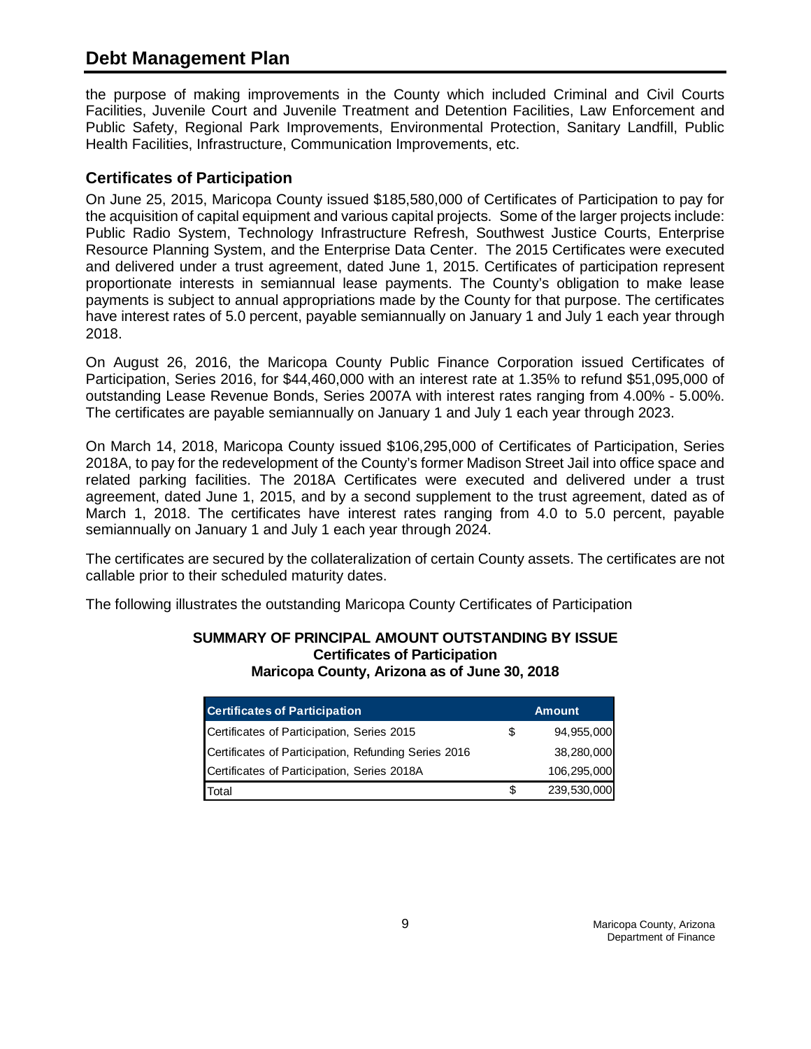the purpose of making improvements in the County which included Criminal and Civil Courts Facilities, Juvenile Court and Juvenile Treatment and Detention Facilities, Law Enforcement and Public Safety, Regional Park Improvements, Environmental Protection, Sanitary Landfill, Public Health Facilities, Infrastructure, Communication Improvements, etc.

## Certificates of Participation

On June 25, 2015, Maricopa County issued $185,580,000 of Certificates of Participation to pay for the acquisition of capital equipment and various capital projects. Some of the larger projects include: Public Radio System, Technology Infrastructure Refresh, Southwest Justice Courts, Enterprise Resource Planning System, and the Enterprise Data Center. The 2015 Certificates were executed and delivered under a trust agreement, dated June 1, 2015. Certificates of participation represent proportionate interests in semiannual lease payments. The County's obligation to make lease payments is subject to annual appropriations made by the County for that purpose. The certificates have interest rates of 5.0 percent, payable semiannually on January 1 and July 1 each year through 2018.

On August 26, 2016, the Maricopa County Public Finance Corporation issued Certificates of Participation, Series 2016, for $44,460,000 with an interest rate at 1.35% to refund $51,095,000 of outstanding Lease Revenue Bonds, Series 2007A with interest rates ranging from 4.00% - 5.00%. The certificates are payable semiannually on January 1 and July 1 each year through 2023.

On March 14, 2018, Maricopa County issued $106,295,000 of Certificates of Participation, Series 2018A, to pay for the redevelopment of the County's former Madison Street Jail into office space and related parking facilities. The 2018A Certificates were executed and delivered under a trust agreement, dated June 1, 2015, and by a second supplement to the trust agreement, dated as of March 1, 2018. The certificates have interest rates ranging from 4.0 to 5.0 percent, payable semiannually on January 1 and July 1 each year through 2024.

The certificates are secured by the collateralization of certain County assets. The certificates are not callable prior to their scheduled maturity dates.

The following illustrates the outstanding Maricopa County Certificates of Participation

**SUMMARY OF PRINCIPAL AMOUNT OUTSTANDING BY ISSUE**
**Certificates of Participation**
**Maricopa County, Arizona as of June 30, 2018**

| Certificates of Participation | Amount |
|---|---|
| Certificates of Participation, Series 2015 | $ 94,955,000 |
| Certificates of Participation, Refunding Series 2016 | 38,280,000 |
| Certificates of Participation, Series 2018A | 106,295,000 |
| Total | $ 239,530,000 |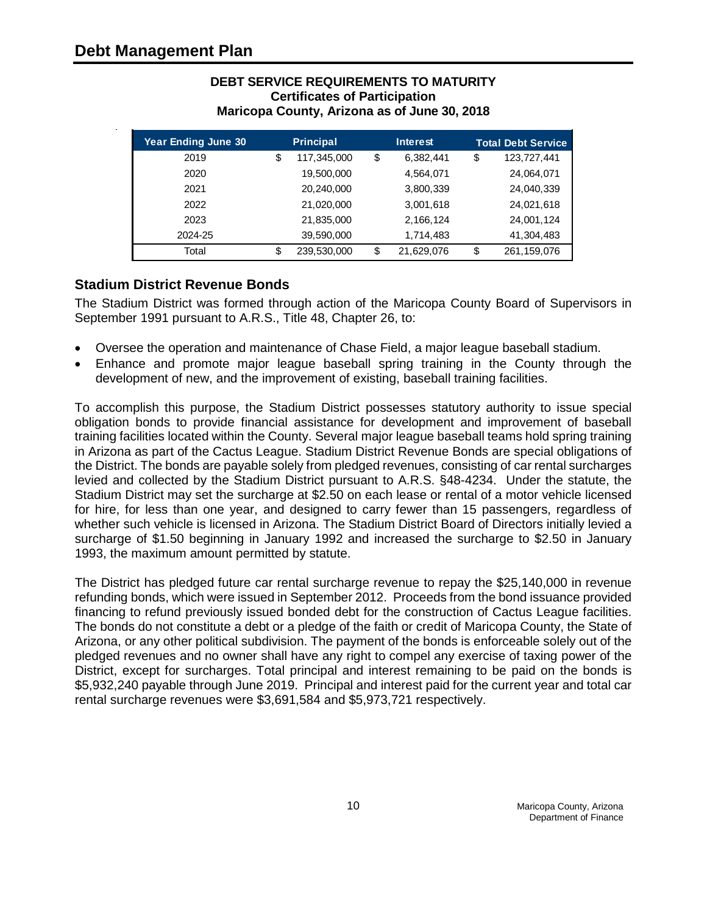# Debt Management Plan

**DEBT SERVICE REQUIREMENTS TO MATURITY**
**Certificates of Participation**
**Maricopa County, Arizona as of June 30, 2018**

| Year Ending June 30 | Principal | Interest | Total Debt Service |
|---|---|---|---|
| 2019 | $ 117,345,000 | $ 6,382,441 | $ 123,727,441 |
| 2020 | 19,500,000 | 4,564,071 | 24,064,071 |
| 2021 | 20,240,000 | 3,800,339 | 24,040,339 |
| 2022 | 21,020,000 | 3,001,618 | 24,021,618 |
| 2023 | 21,835,000 | 2,166,124 | 24,001,124 |
| 2024-25 | 39,590,000 | 1,714,483 | 41,304,483 |
| Total | $ 239,530,000 | $ 21,629,076 | $ 261,159,076 |

## Stadium District Revenue Bonds

The Stadium District was formed through action of the Maricopa County Board of Supervisors in September 1991 pursuant to A.R.S., Title 48, Chapter 26, to:

- Oversee the operation and maintenance of Chase Field, a major league baseball stadium.
- Enhance and promote major league baseball spring training in the County through the development of new, and the improvement of existing, baseball training facilities.

To accomplish this purpose, the Stadium District possesses statutory authority to issue special obligation bonds to provide financial assistance for development and improvement of baseball training facilities located within the County. Several major league baseball teams hold spring training in Arizona as part of the Cactus League. Stadium District Revenue Bonds are special obligations of the District. The bonds are payable solely from pledged revenues, consisting of car rental surcharges levied and collected by the Stadium District pursuant to A.R.S. §48-4234. Under the statute, the Stadium District may set the surcharge at $2.50 on each lease or rental of a motor vehicle licensed for hire, for less than one year, and designed to carry fewer than 15 passengers, regardless of whether such vehicle is licensed in Arizona. The Stadium District Board of Directors initially levied a surcharge of $1.50 beginning in January 1992 and increased the surcharge to $2.50 in January 1993, the maximum amount permitted by statute.

The District has pledged future car rental surcharge revenue to repay the $25,140,000 in revenue refunding bonds, which were issued in September 2012. Proceeds from the bond issuance provided financing to refund previously issued bonded debt for the construction of Cactus League facilities. The bonds do not constitute a debt or a pledge of the faith or credit of Maricopa County, the State of Arizona, or any other political subdivision. The payment of the bonds is enforceable solely out of the pledged revenues and no owner shall have any right to compel any exercise of taxing power of the District, except for surcharges. Total principal and interest remaining to be paid on the bonds is $5,932,240 payable through June 2019. Principal and interest paid for the current year and total car rental surcharge revenues were $3,691,584 and $5,973,721 respectively.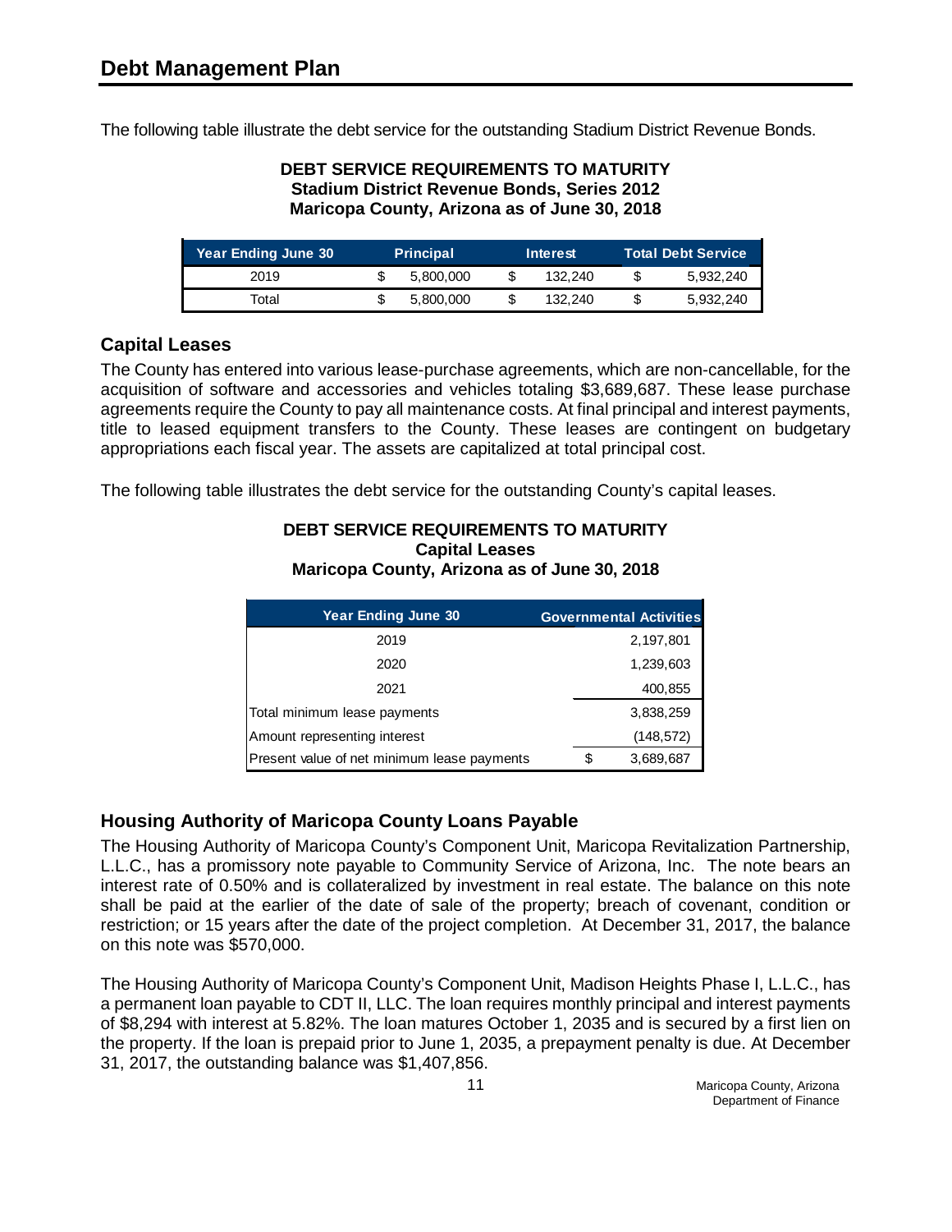# Debt Management Plan

The following table illustrate the debt service for the outstanding Stadium District Revenue Bonds.

**DEBT SERVICE REQUIREMENTS TO MATURITY**
**Stadium District Revenue Bonds, Series 2012**
**Maricopa County, Arizona as of June 30, 2018**

| Year Ending June 30 | Principal | Interest | Total Debt Service |
|---|---|---|---|
| 2019 | $ 5,800,000 | $ 132,240 | $ 5,932,240 |
| Total | $ 5,800,000 | $ 132,240 | $ 5,932,240 |

## Capital Leases

The County has entered into various lease-purchase agreements, which are non-cancellable, for the acquisition of software and accessories and vehicles totaling $3,689,687. These lease purchase agreements require the County to pay all maintenance costs. At final principal and interest payments, title to leased equipment transfers to the County. These leases are contingent on budgetary appropriations each fiscal year. The assets are capitalized at total principal cost.

The following table illustrates the debt service for the outstanding County's capital leases.

**DEBT SERVICE REQUIREMENTS TO MATURITY**
**Capital Leases**
**Maricopa County, Arizona as of June 30, 2018**

| Year Ending June 30 | Governmental Activities |
|---|---|
| 2019 | 2,197,801 |
| 2020 | 1,239,603 |
| 2021 | 400,855 |
| Total minimum lease payments | 3,838,259 |
| Amount representing interest | (148,572) |
| Present value of net minimum lease payments | $ 3,689,687 |

## Housing Authority of Maricopa County Loans Payable

The Housing Authority of Maricopa County's Component Unit, Maricopa Revitalization Partnership, L.L.C., has a promissory note payable to Community Service of Arizona, Inc. The note bears an interest rate of 0.50% and is collateralized by investment in real estate. The balance on this note shall be paid at the earlier of the date of sale of the property; breach of covenant, condition or restriction; or 15 years after the date of the project completion. At December 31, 2017, the balance on this note was $570,000.

The Housing Authority of Maricopa County's Component Unit, Madison Heights Phase I, L.L.C., has a permanent loan payable to CDT II, LLC. The loan requires monthly principal and interest payments of $8,294 with interest at 5.82%. The loan matures October 1, 2035 and is secured by a first lien on the property. If the loan is prepaid prior to June 1, 2035, a prepayment penalty is due. At December 31, 2017, the outstanding balance was $1,407,856.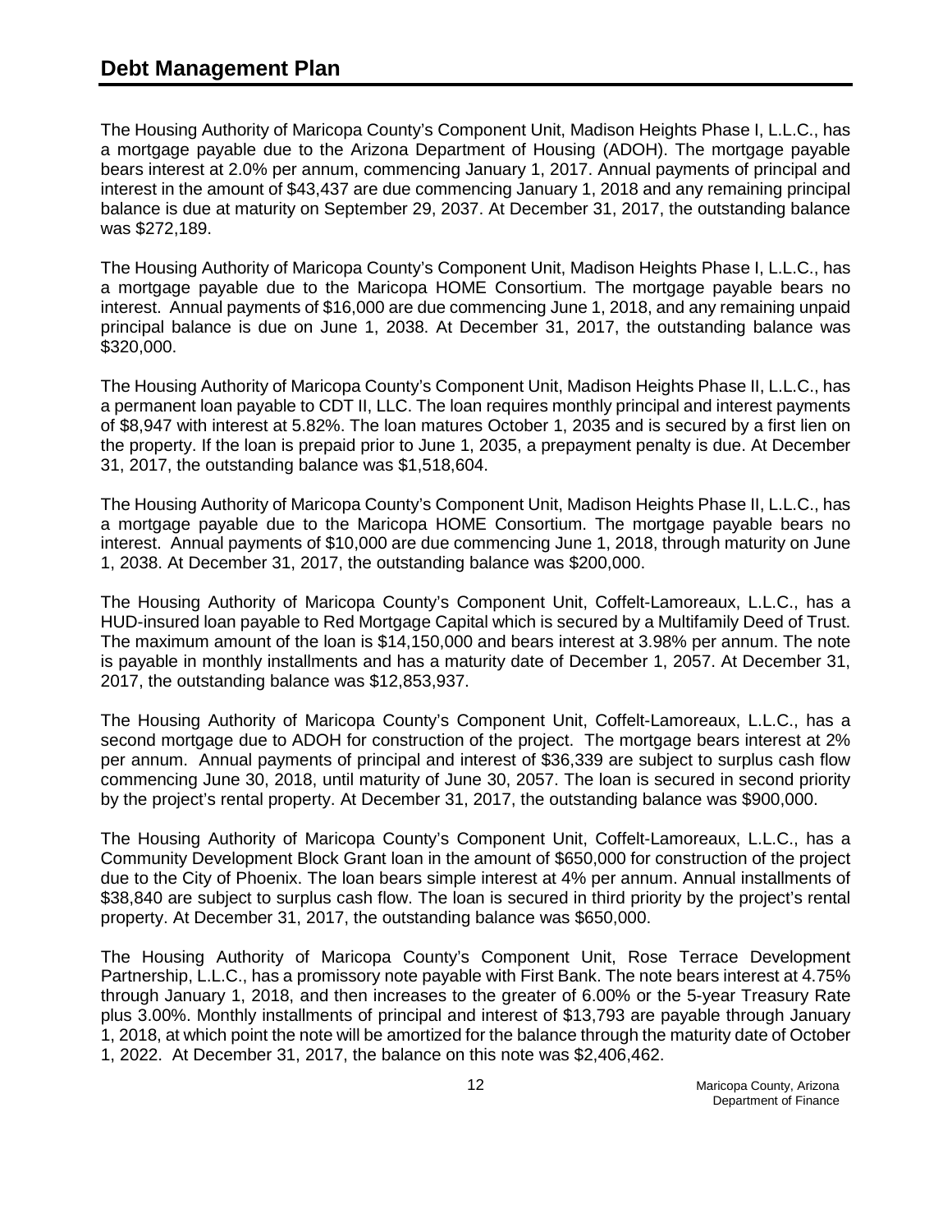# Debt Management Plan

The Housing Authority of Maricopa County's Component Unit, Madison Heights Phase I, L.L.C., has a mortgage payable due to the Arizona Department of Housing (ADOH). The mortgage payable bears interest at 2.0% per annum, commencing January 1, 2017. Annual payments of principal and interest in the amount of $43,437 are due commencing January 1, 2018 and any remaining principal balance is due at maturity on September 29, 2037. At December 31, 2017, the outstanding balance was $272,189.

The Housing Authority of Maricopa County's Component Unit, Madison Heights Phase I, L.L.C., has a mortgage payable due to the Maricopa HOME Consortium. The mortgage payable bears no interest. Annual payments of $16,000 are due commencing June 1, 2018, and any remaining unpaid principal balance is due on June 1, 2038. At December 31, 2017, the outstanding balance was $320,000.

The Housing Authority of Maricopa County's Component Unit, Madison Heights Phase II, L.L.C., has a permanent loan payable to CDT II, LLC. The loan requires monthly principal and interest payments of $8,947 with interest at 5.82%. The loan matures October 1, 2035 and is secured by a first lien on the property. If the loan is prepaid prior to June 1, 2035, a prepayment penalty is due. At December 31, 2017, the outstanding balance was $1,518,604.

The Housing Authority of Maricopa County's Component Unit, Madison Heights Phase II, L.L.C., has a mortgage payable due to the Maricopa HOME Consortium. The mortgage payable bears no interest. Annual payments of $10,000 are due commencing June 1, 2018, through maturity on June 1, 2038. At December 31, 2017, the outstanding balance was $200,000.

The Housing Authority of Maricopa County's Component Unit, Coffelt-Lamoreaux, L.L.C., has a HUD-insured loan payable to Red Mortgage Capital which is secured by a Multifamily Deed of Trust. The maximum amount of the loan is $14,150,000 and bears interest at 3.98% per annum. The note is payable in monthly installments and has a maturity date of December 1, 2057. At December 31, 2017, the outstanding balance was $12,853,937.

The Housing Authority of Maricopa County's Component Unit, Coffelt-Lamoreaux, L.L.C., has a second mortgage due to ADOH for construction of the project. The mortgage bears interest at 2% per annum. Annual payments of principal and interest of $36,339 are subject to surplus cash flow commencing June 30, 2018, until maturity of June 30, 2057. The loan is secured in second priority by the project's rental property. At December 31, 2017, the outstanding balance was $900,000.

The Housing Authority of Maricopa County's Component Unit, Coffelt-Lamoreaux, L.L.C., has a Community Development Block Grant loan in the amount of $650,000 for construction of the project due to the City of Phoenix. The loan bears simple interest at 4% per annum. Annual installments of $38,840 are subject to surplus cash flow. The loan is secured in third priority by the project's rental property. At December 31, 2017, the outstanding balance was $650,000.

The Housing Authority of Maricopa County's Component Unit, Rose Terrace Development Partnership, L.L.C., has a promissory note payable with First Bank. The note bears interest at 4.75% through January 1, 2018, and then increases to the greater of 6.00% or the 5-year Treasury Rate plus 3.00%. Monthly installments of principal and interest of $13,793 are payable through January 1, 2018, at which point the note will be amortized for the balance through the maturity date of October 1, 2022. At December 31, 2017, the balance on this note was $2,406,462.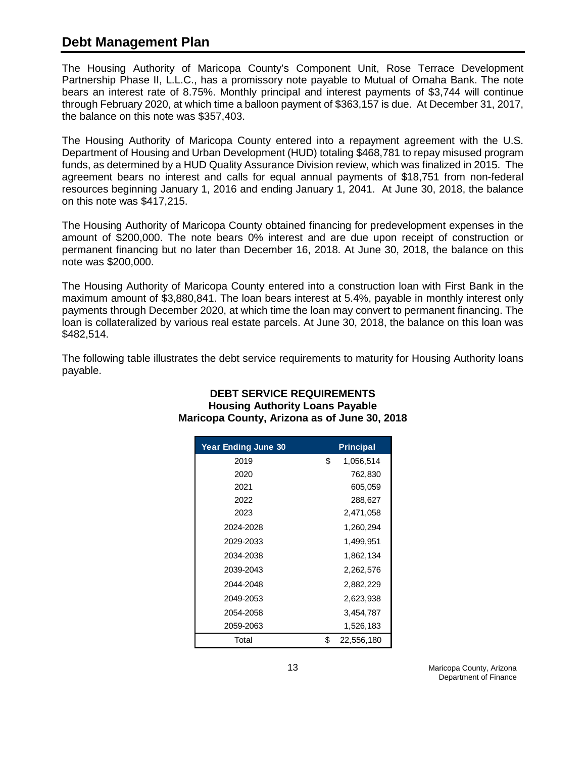## Debt Management Plan

The Housing Authority of Maricopa County's Component Unit, Rose Terrace Development Partnership Phase II, L.L.C., has a promissory note payable to Mutual of Omaha Bank. The note bears an interest rate of 8.75%. Monthly principal and interest payments of $3,744 will continue through February 2020, at which time a balloon payment of $363,157 is due. At December 31, 2017, the balance on this note was $357,403.

The Housing Authority of Maricopa County entered into a repayment agreement with the U.S. Department of Housing and Urban Development (HUD) totaling $468,781 to repay misused program funds, as determined by a HUD Quality Assurance Division review, which was finalized in 2015. The agreement bears no interest and calls for equal annual payments of $18,751 from non-federal resources beginning January 1, 2016 and ending January 1, 2041. At June 30, 2018, the balance on this note was $417,215.

The Housing Authority of Maricopa County obtained financing for predevelopment expenses in the amount of $200,000. The note bears 0% interest and are due upon receipt of construction or permanent financing but no later than December 16, 2018. At June 30, 2018, the balance on this note was $200,000.

The Housing Authority of Maricopa County entered into a construction loan with First Bank in the maximum amount of $3,880,841. The loan bears interest at 5.4%, payable in monthly interest only payments through December 2020, at which time the loan may convert to permanent financing. The loan is collateralized by various real estate parcels. At June 30, 2018, the balance on this loan was $482,514.

The following table illustrates the debt service requirements to maturity for Housing Authority loans payable.

**DEBT SERVICE REQUIREMENTS**
**Housing Authority Loans Payable**
**Maricopa County, Arizona as of June 30, 2018**

| Year Ending June 30 | Principal |
|---|---|
| 2019 | $ 1,056,514 |
| 2020 | 762,830 |
| 2021 | 605,059 |
| 2022 | 288,627 |
| 2023 | 2,471,058 |
| 2024-2028 | 1,260,294 |
| 2029-2033 | 1,499,951 |
| 2034-2038 | 1,862,134 |
| 2039-2043 | 2,262,576 |
| 2044-2048 | 2,882,229 |
| 2049-2053 | 2,623,938 |
| 2054-2058 | 3,454,787 |
| 2059-2063 | 1,526,183 |
| Total | $ 22,556,180 |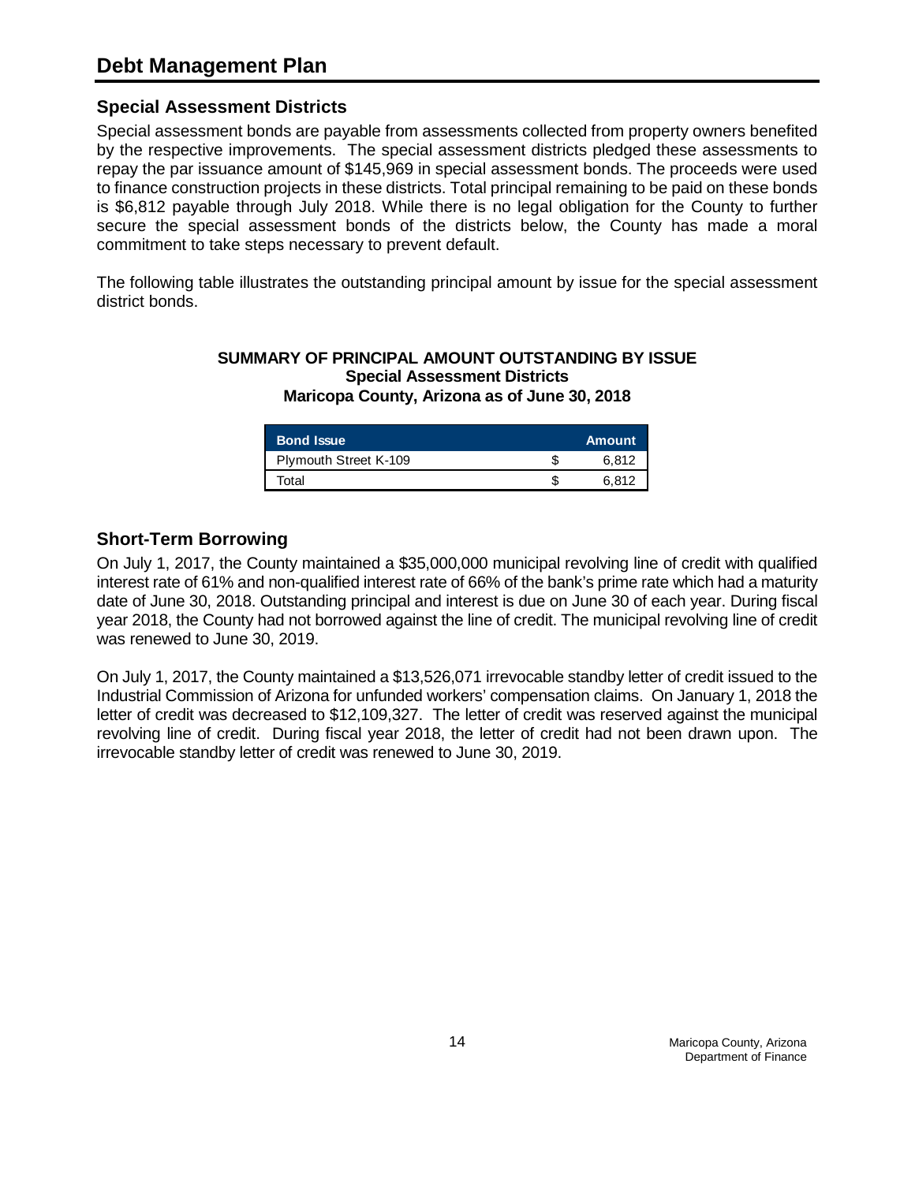# Debt Management Plan

## Special Assessment Districts

Special assessment bonds are payable from assessments collected from property owners benefited by the respective improvements. The special assessment districts pledged these assessments to repay the par issuance amount of $145,969 in special assessment bonds. The proceeds were used to finance construction projects in these districts. Total principal remaining to be paid on these bonds is $6,812 payable through July 2018. While there is no legal obligation for the County to further secure the special assessment bonds of the districts below, the County has made a moral commitment to take steps necessary to prevent default.

The following table illustrates the outstanding principal amount by issue for the special assessment district bonds.

**SUMMARY OF PRINCIPAL AMOUNT OUTSTANDING BY ISSUE**
**Special Assessment Districts**
**Maricopa County, Arizona as of June 30, 2018**

| Bond Issue | | Amount |
|---|---|---|
| Plymouth Street K-109 | $ | 6,812 |
| Total | $ | 6,812 |

## Short-Term Borrowing

On July 1, 2017, the County maintained a $35,000,000 municipal revolving line of credit with qualified interest rate of 61% and non-qualified interest rate of 66% of the bank's prime rate which had a maturity date of June 30, 2018. Outstanding principal and interest is due on June 30 of each year. During fiscal year 2018, the County had not borrowed against the line of credit. The municipal revolving line of credit was renewed to June 30, 2019.

On July 1, 2017, the County maintained a $13,526,071 irrevocable standby letter of credit issued to the Industrial Commission of Arizona for unfunded workers' compensation claims. On January 1, 2018 the letter of credit was decreased to $12,109,327. The letter of credit was reserved against the municipal revolving line of credit. During fiscal year 2018, the letter of credit had not been drawn upon. The irrevocable standby letter of credit was renewed to June 30, 2019.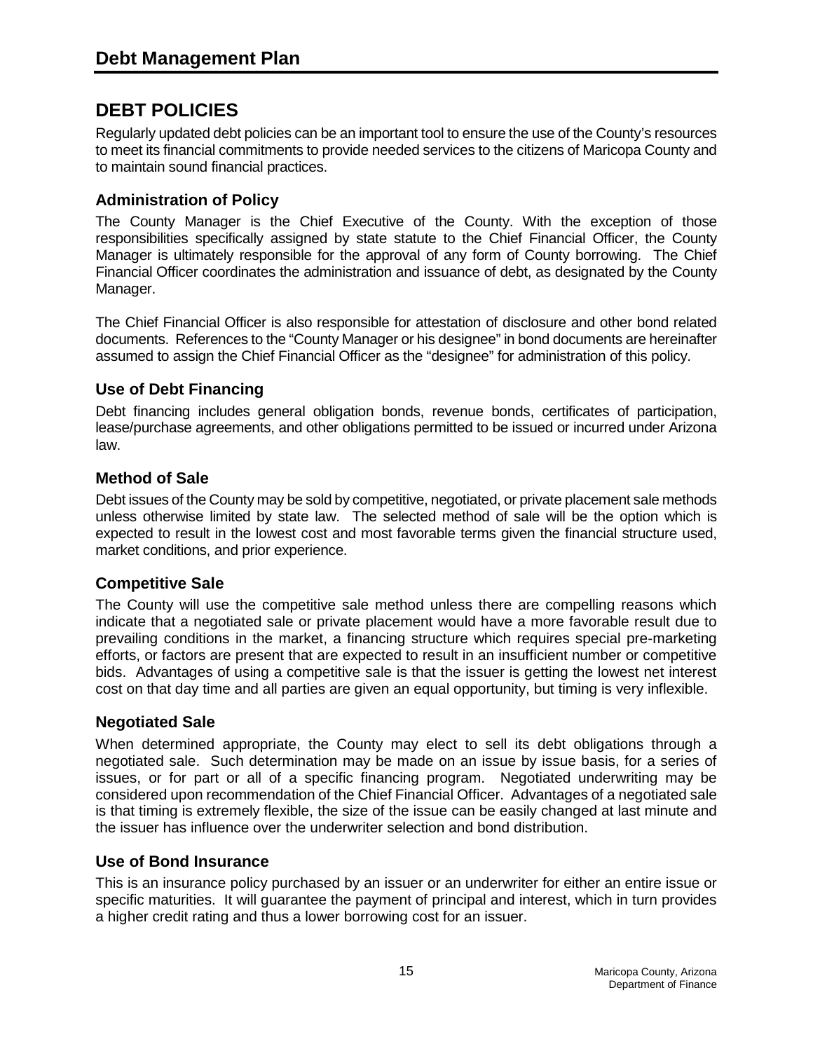# Debt Management Plan

## DEBT POLICIES

Regularly updated debt policies can be an important tool to ensure the use of the County's resources to meet its financial commitments to provide needed services to the citizens of Maricopa County and to maintain sound financial practices.

### Administration of Policy

The County Manager is the Chief Executive of the County. With the exception of those responsibilities specifically assigned by state statute to the Chief Financial Officer, the County Manager is ultimately responsible for the approval of any form of County borrowing. The Chief Financial Officer coordinates the administration and issuance of debt, as designated by the County Manager.

The Chief Financial Officer is also responsible for attestation of disclosure and other bond related documents. References to the "County Manager or his designee" in bond documents are hereinafter assumed to assign the Chief Financial Officer as the "designee" for administration of this policy.

### Use of Debt Financing

Debt financing includes general obligation bonds, revenue bonds, certificates of participation, lease/purchase agreements, and other obligations permitted to be issued or incurred under Arizona law.

### Method of Sale

Debt issues of the County may be sold by competitive, negotiated, or private placement sale methods unless otherwise limited by state law. The selected method of sale will be the option which is expected to result in the lowest cost and most favorable terms given the financial structure used, market conditions, and prior experience.

### Competitive Sale

The County will use the competitive sale method unless there are compelling reasons which indicate that a negotiated sale or private placement would have a more favorable result due to prevailing conditions in the market, a financing structure which requires special pre-marketing efforts, or factors are present that are expected to result in an insufficient number or competitive bids. Advantages of using a competitive sale is that the issuer is getting the lowest net interest cost on that day time and all parties are given an equal opportunity, but timing is very inflexible.

### Negotiated Sale

When determined appropriate, the County may elect to sell its debt obligations through a negotiated sale. Such determination may be made on an issue by issue basis, for a series of issues, or for part or all of a specific financing program. Negotiated underwriting may be considered upon recommendation of the Chief Financial Officer. Advantages of a negotiated sale is that timing is extremely flexible, the size of the issue can be easily changed at last minute and the issuer has influence over the underwriter selection and bond distribution.

### Use of Bond Insurance

This is an insurance policy purchased by an issuer or an underwriter for either an entire issue or specific maturities. It will guarantee the payment of principal and interest, which in turn provides a higher credit rating and thus a lower borrowing cost for an issuer.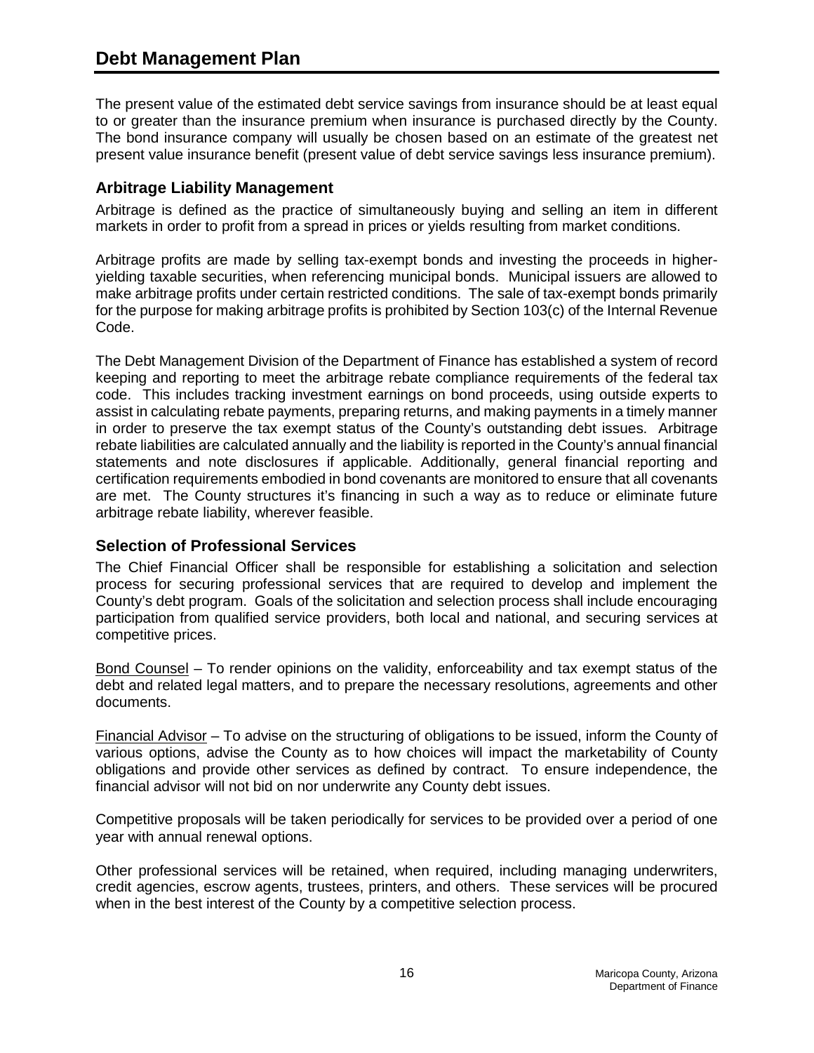The present value of the estimated debt service savings from insurance should be at least equal to or greater than the insurance premium when insurance is purchased directly by the County. The bond insurance company will usually be chosen based on an estimate of the greatest net present value insurance benefit (present value of debt service savings less insurance premium).

### Arbitrage Liability Management

Arbitrage is defined as the practice of simultaneously buying and selling an item in different markets in order to profit from a spread in prices or yields resulting from market conditions.

Arbitrage profits are made by selling tax-exempt bonds and investing the proceeds in higher-yielding taxable securities, when referencing municipal bonds. Municipal issuers are allowed to make arbitrage profits under certain restricted conditions. The sale of tax-exempt bonds primarily for the purpose for making arbitrage profits is prohibited by Section 103(c) of the Internal Revenue Code.

The Debt Management Division of the Department of Finance has established a system of record keeping and reporting to meet the arbitrage rebate compliance requirements of the federal tax code. This includes tracking investment earnings on bond proceeds, using outside experts to assist in calculating rebate payments, preparing returns, and making payments in a timely manner in order to preserve the tax exempt status of the County's outstanding debt issues. Arbitrage rebate liabilities are calculated annually and the liability is reported in the County's annual financial statements and note disclosures if applicable. Additionally, general financial reporting and certification requirements embodied in bond covenants are monitored to ensure that all covenants are met. The County structures it's financing in such a way as to reduce or eliminate future arbitrage rebate liability, wherever feasible.

### Selection of Professional Services

The Chief Financial Officer shall be responsible for establishing a solicitation and selection process for securing professional services that are required to develop and implement the County's debt program. Goals of the solicitation and selection process shall include encouraging participation from qualified service providers, both local and national, and securing services at competitive prices.

Bond Counsel – To render opinions on the validity, enforceability and tax exempt status of the debt and related legal matters, and to prepare the necessary resolutions, agreements and other documents.

Financial Advisor – To advise on the structuring of obligations to be issued, inform the County of various options, advise the County as to how choices will impact the marketability of County obligations and provide other services as defined by contract. To ensure independence, the financial advisor will not bid on nor underwrite any County debt issues.

Competitive proposals will be taken periodically for services to be provided over a period of one year with annual renewal options.

Other professional services will be retained, when required, including managing underwriters, credit agencies, escrow agents, trustees, printers, and others. These services will be procured when in the best interest of the County by a competitive selection process.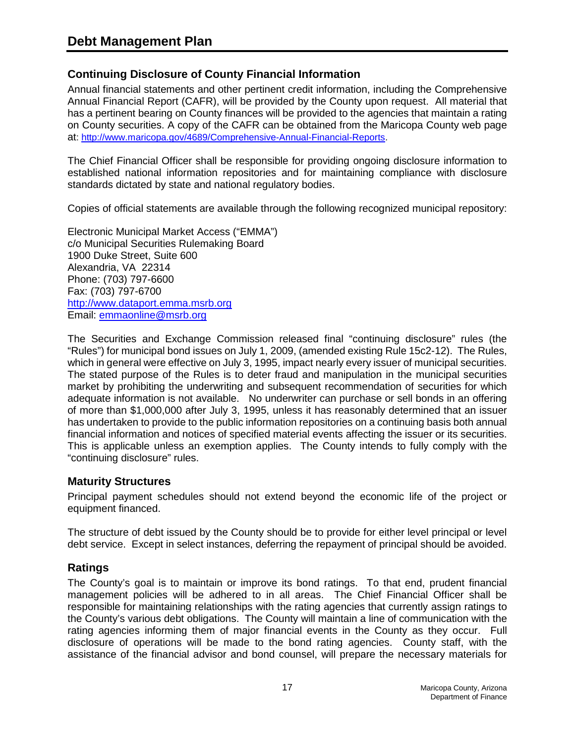# Debt Management Plan

## Continuing Disclosure of County Financial Information

Annual financial statements and other pertinent credit information, including the Comprehensive Annual Financial Report (CAFR), will be provided by the County upon request. All material that has a pertinent bearing on County finances will be provided to the agencies that maintain a rating on County securities. A copy of the CAFR can be obtained from the Maricopa County web page at: http://www.maricopa.gov/4689/Comprehensive-Annual-Financial-Reports.

The Chief Financial Officer shall be responsible for providing ongoing disclosure information to established national information repositories and for maintaining compliance with disclosure standards dictated by state and national regulatory bodies.

Copies of official statements are available through the following recognized municipal repository:

Electronic Municipal Market Access ("EMMA")
c/o Municipal Securities Rulemaking Board
1900 Duke Street, Suite 600
Alexandria, VA 22314
Phone: (703) 797-6600
Fax: (703) 797-6700
http://www.dataport.emma.msrb.org
Email: emmaonline@msrb.org

The Securities and Exchange Commission released final "continuing disclosure" rules (the "Rules") for municipal bond issues on July 1, 2009, (amended existing Rule 15c2-12). The Rules, which in general were effective on July 3, 1995, impact nearly every issuer of municipal securities. The stated purpose of the Rules is to deter fraud and manipulation in the municipal securities market by prohibiting the underwriting and subsequent recommendation of securities for which adequate information is not available. No underwriter can purchase or sell bonds in an offering of more than $1,000,000 after July 3, 1995, unless it has reasonably determined that an issuer has undertaken to provide to the public information repositories on a continuing basis both annual financial information and notices of specified material events affecting the issuer or its securities. This is applicable unless an exemption applies. The County intends to fully comply with the "continuing disclosure" rules.

## Maturity Structures

Principal payment schedules should not extend beyond the economic life of the project or equipment financed.

The structure of debt issued by the County should be to provide for either level principal or level debt service. Except in select instances, deferring the repayment of principal should be avoided.

## Ratings

The County's goal is to maintain or improve its bond ratings. To that end, prudent financial management policies will be adhered to in all areas. The Chief Financial Officer shall be responsible for maintaining relationships with the rating agencies that currently assign ratings to the County's various debt obligations. The County will maintain a line of communication with the rating agencies informing them of major financial events in the County as they occur. Full disclosure of operations will be made to the bond rating agencies. County staff, with the assistance of the financial advisor and bond counsel, will prepare the necessary materials for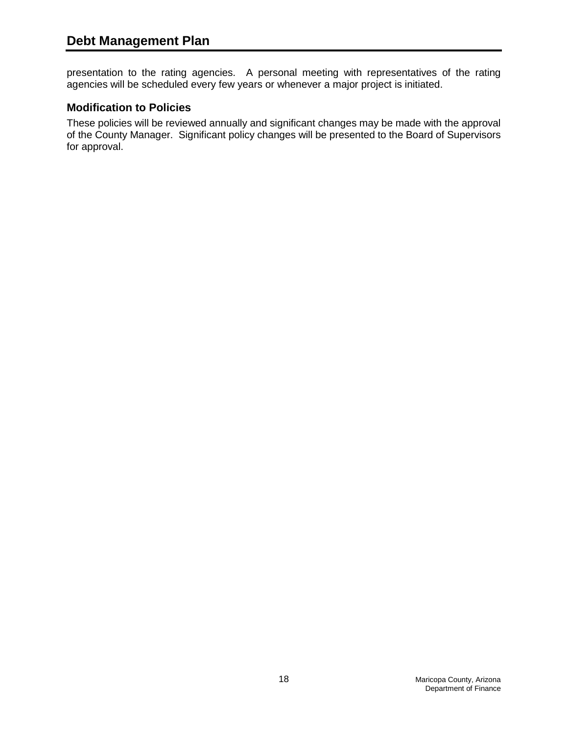presentation to the rating agencies. A personal meeting with representatives of the rating agencies will be scheduled every few years or whenever a major project is initiated.

### Modification to Policies

These policies will be reviewed annually and significant changes may be made with the approval of the County Manager. Significant policy changes will be presented to the Board of Supervisors for approval.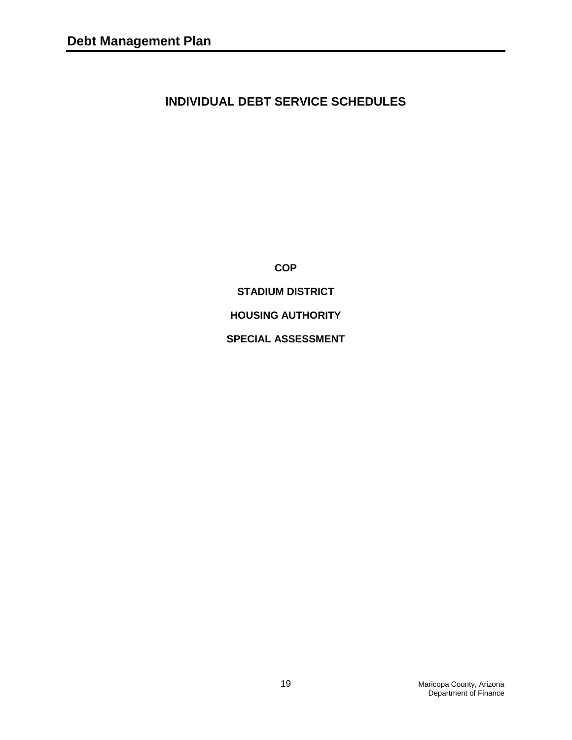# INDIVIDUAL DEBT SERVICE SCHEDULES

**COP**

**STADIUM DISTRICT**

**HOUSING AUTHORITY**

**SPECIAL ASSESSMENT**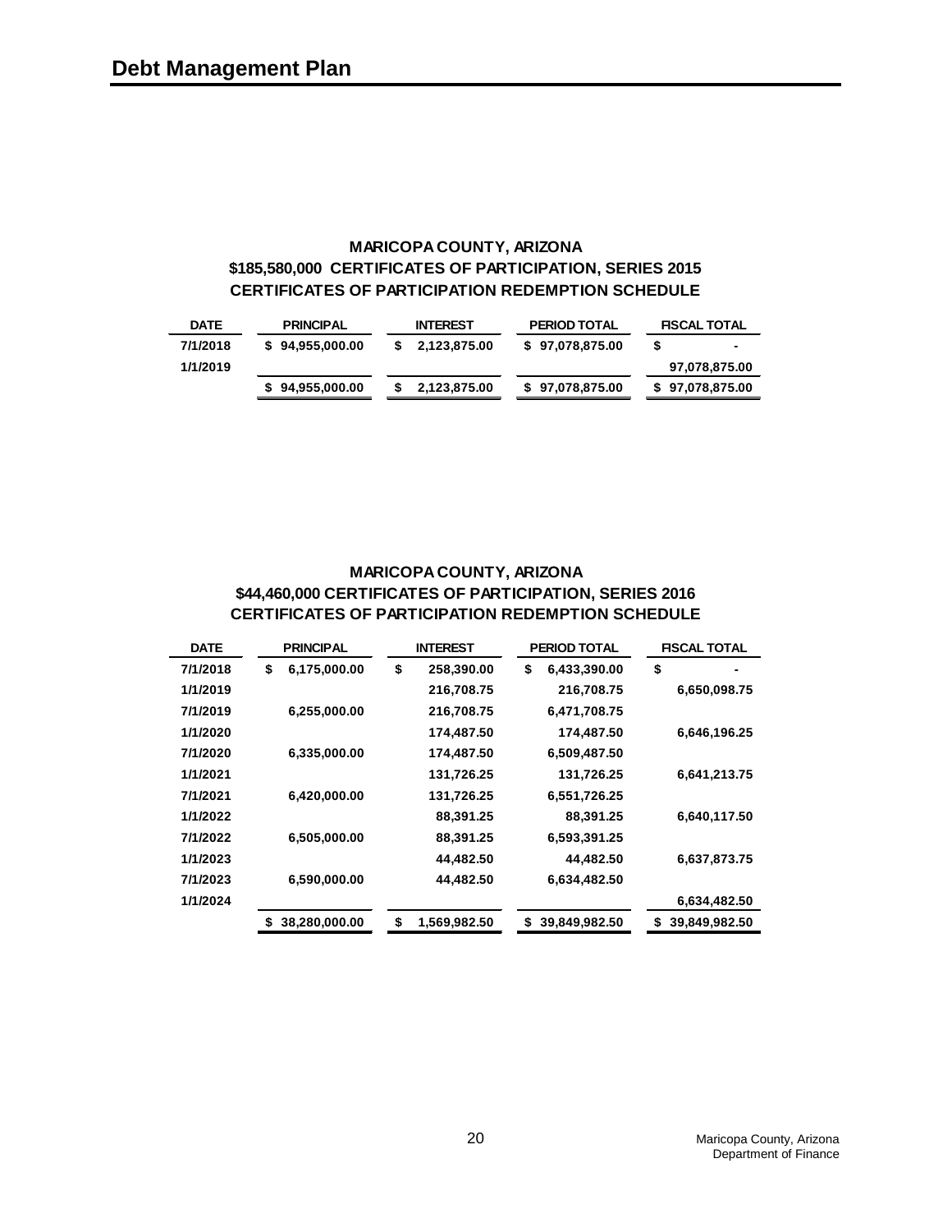# Debt Management Plan

**MARICOPA COUNTY, ARIZONA**
**$185,580,000 CERTIFICATES OF PARTICIPATION, SERIES 2015**
**CERTIFICATES OF PARTICIPATION REDEMPTION SCHEDULE**

| DATE | PRINCIPAL | INTEREST | PERIOD TOTAL | FISCAL TOTAL |
|---|---|---|---|---|
| 7/1/2018 | $ 94,955,000.00 | $ 2,123,875.00 | $ 97,078,875.00 | $ - |
| 1/1/2019 | | | | 97,078,875.00 |
| | $ 94,955,000.00 | $ 2,123,875.00 | $ 97,078,875.00 | $ 97,078,875.00 |

**MARICOPA COUNTY, ARIZONA**
**$44,460,000 CERTIFICATES OF PARTICIPATION, SERIES 2016**
**CERTIFICATES OF PARTICIPATION REDEMPTION SCHEDULE**

| DATE | PRINCIPAL | INTEREST | PERIOD TOTAL | FISCAL TOTAL |
|---|---|---|---|---|
| 7/1/2018 | $ 6,175,000.00 | $ 258,390.00 | $ 6,433,390.00 | $ - |
| 1/1/2019 | | 216,708.75 | 216,708.75 | 6,650,098.75 |
| 7/1/2019 | 6,255,000.00 | 216,708.75 | 6,471,708.75 | |
| 1/1/2020 | | 174,487.50 | 174,487.50 | 6,646,196.25 |
| 7/1/2020 | 6,335,000.00 | 174,487.50 | 6,509,487.50 | |
| 1/1/2021 | | 131,726.25 | 131,726.25 | 6,641,213.75 |
| 7/1/2021 | 6,420,000.00 | 131,726.25 | 6,551,726.25 | |
| 1/1/2022 | | 88,391.25 | 88,391.25 | 6,640,117.50 |
| 7/1/2022 | 6,505,000.00 | 88,391.25 | 6,593,391.25 | |
| 1/1/2023 | | 44,482.50 | 44,482.50 | 6,637,873.75 |
| 7/1/2023 | 6,590,000.00 | 44,482.50 | 6,634,482.50 | |
| 1/1/2024 | | | | 6,634,482.50 |
| | $ 38,280,000.00 | $ 1,569,982.50 | $ 39,849,982.50 | $ 39,849,982.50 |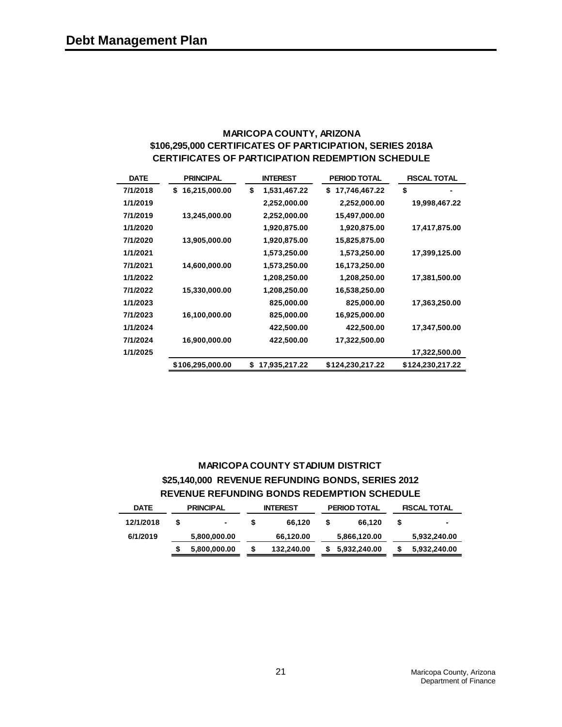# Debt Management Plan

**MARICOPA COUNTY, ARIZONA**
**$106,295,000 CERTIFICATES OF PARTICIPATION, SERIES 2018A**
**CERTIFICATES OF PARTICIPATION REDEMPTION SCHEDULE**

| DATE | PRINCIPAL | INTEREST | PERIOD TOTAL | FISCAL TOTAL |
|---|---|---|---|---|
| 7/1/2018 | $ 16,215,000.00 | $ 1,531,467.22 | $ 17,746,467.22 | $ - |
| 1/1/2019 | | 2,252,000.00 | 2,252,000.00 | 19,998,467.22 |
| 7/1/2019 | 13,245,000.00 | 2,252,000.00 | 15,497,000.00 | |
| 1/1/2020 | | 1,920,875.00 | 1,920,875.00 | 17,417,875.00 |
| 7/1/2020 | 13,905,000.00 | 1,920,875.00 | 15,825,875.00 | |
| 1/1/2021 | | 1,573,250.00 | 1,573,250.00 | 17,399,125.00 |
| 7/1/2021 | 14,600,000.00 | 1,573,250.00 | 16,173,250.00 | |
| 1/1/2022 | | 1,208,250.00 | 1,208,250.00 | 17,381,500.00 |
| 7/1/2022 | 15,330,000.00 | 1,208,250.00 | 16,538,250.00 | |
| 1/1/2023 | | 825,000.00 | 825,000.00 | 17,363,250.00 |
| 7/1/2023 | 16,100,000.00 | 825,000.00 | 16,925,000.00 | |
| 1/1/2024 | | 422,500.00 | 422,500.00 | 17,347,500.00 |
| 7/1/2024 | 16,900,000.00 | 422,500.00 | 17,322,500.00 | |
| 1/1/2025 | | | | 17,322,500.00 |
| | $106,295,000.00 | $ 17,935,217.22 | $124,230,217.22 | $124,230,217.22 |

**MARICOPA COUNTY STADIUM DISTRICT**
**$25,140,000 REVENUE REFUNDING BONDS, SERIES 2012**
**REVENUE REFUNDING BONDS REDEMPTION SCHEDULE**

| DATE | PRINCIPAL | INTEREST | PERIOD TOTAL | FISCAL TOTAL |
|---|---|---|---|---|
| 12/1/2018 | $ - | $ 66,120 | $ 66,120 | $ - |
| 6/1/2019 | 5,800,000.00 | 66,120.00 | 5,866,120.00 | 5,932,240.00 |
| | $ 5,800,000.00 | $ 132,240.00 | $ 5,932,240.00 | $ 5,932,240.00 |

Maricopa County, Arizona
Department of Finance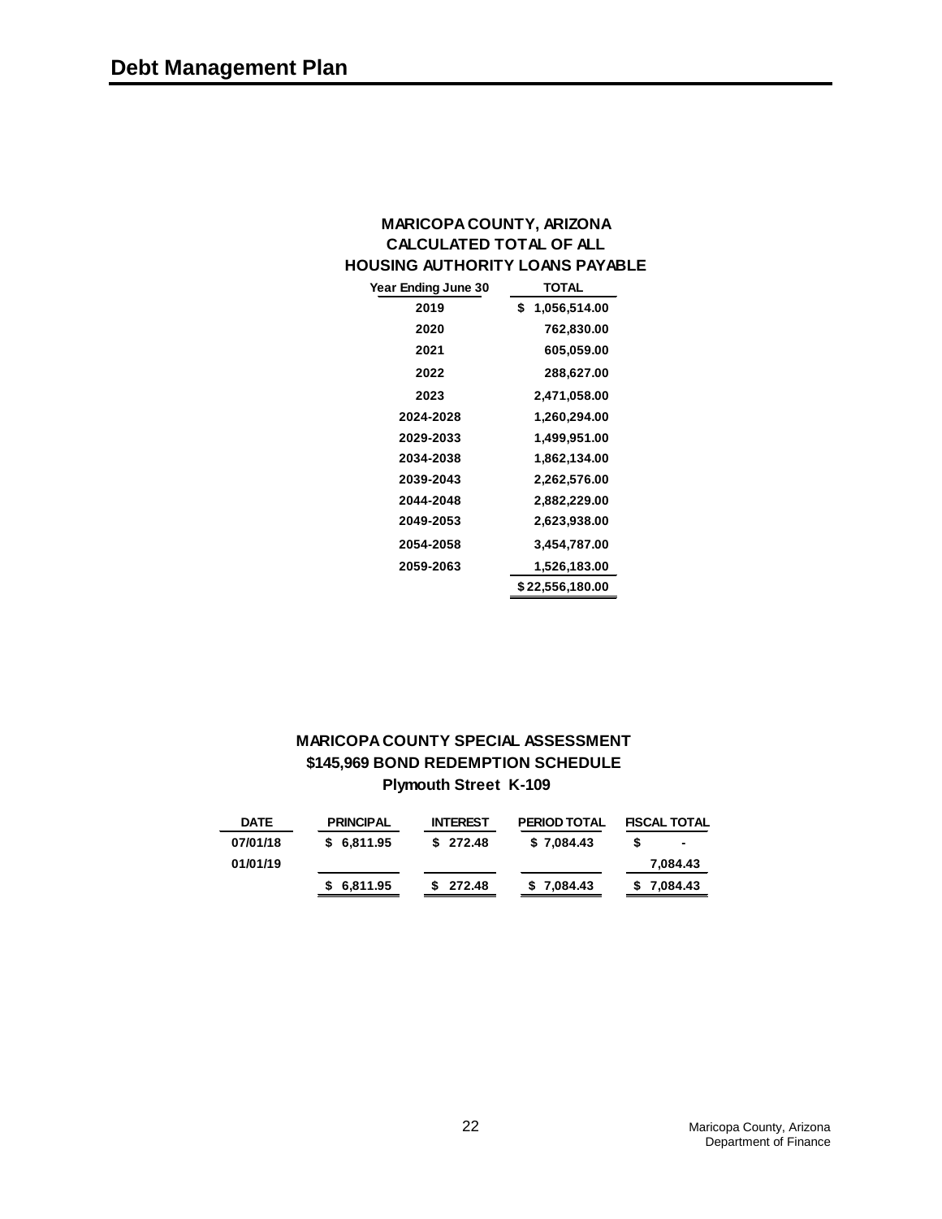# Debt Management Plan

**MARICOPA COUNTY, ARIZONA**
**CALCULATED TOTAL OF ALL**
**HOUSING AUTHORITY LOANS PAYABLE**

| Year Ending June 30 | TOTAL |
|---|---|
| 2019 | $ 1,056,514.00 |
| 2020 | 762,830.00 |
| 2021 | 605,059.00 |
| 2022 | 288,627.00 |
| 2023 | 2,471,058.00 |
| 2024-2028 | 1,260,294.00 |
| 2029-2033 | 1,499,951.00 |
| 2034-2038 | 1,862,134.00 |
| 2039-2043 | 2,262,576.00 |
| 2044-2048 | 2,882,229.00 |
| 2049-2053 | 2,623,938.00 |
| 2054-2058 | 3,454,787.00 |
| 2059-2063 | 1,526,183.00 |
| | $ 22,556,180.00 |

**MARICOPA COUNTY SPECIAL ASSESSMENT**
**$145,969 BOND REDEMPTION SCHEDULE**
**Plymouth Street K-109**

| DATE | PRINCIPAL | INTEREST | PERIOD TOTAL | FISCAL TOTAL |
|---|---|---|---|---|
| 07/01/18 | $ 6,811.95 | $ 272.48 | $ 7,084.43 | $ - |
| 01/01/19 | | | | 7,084.43 |
| | $ 6,811.95 | $ 272.48 | $ 7,084.43 | $ 7,084.43 |